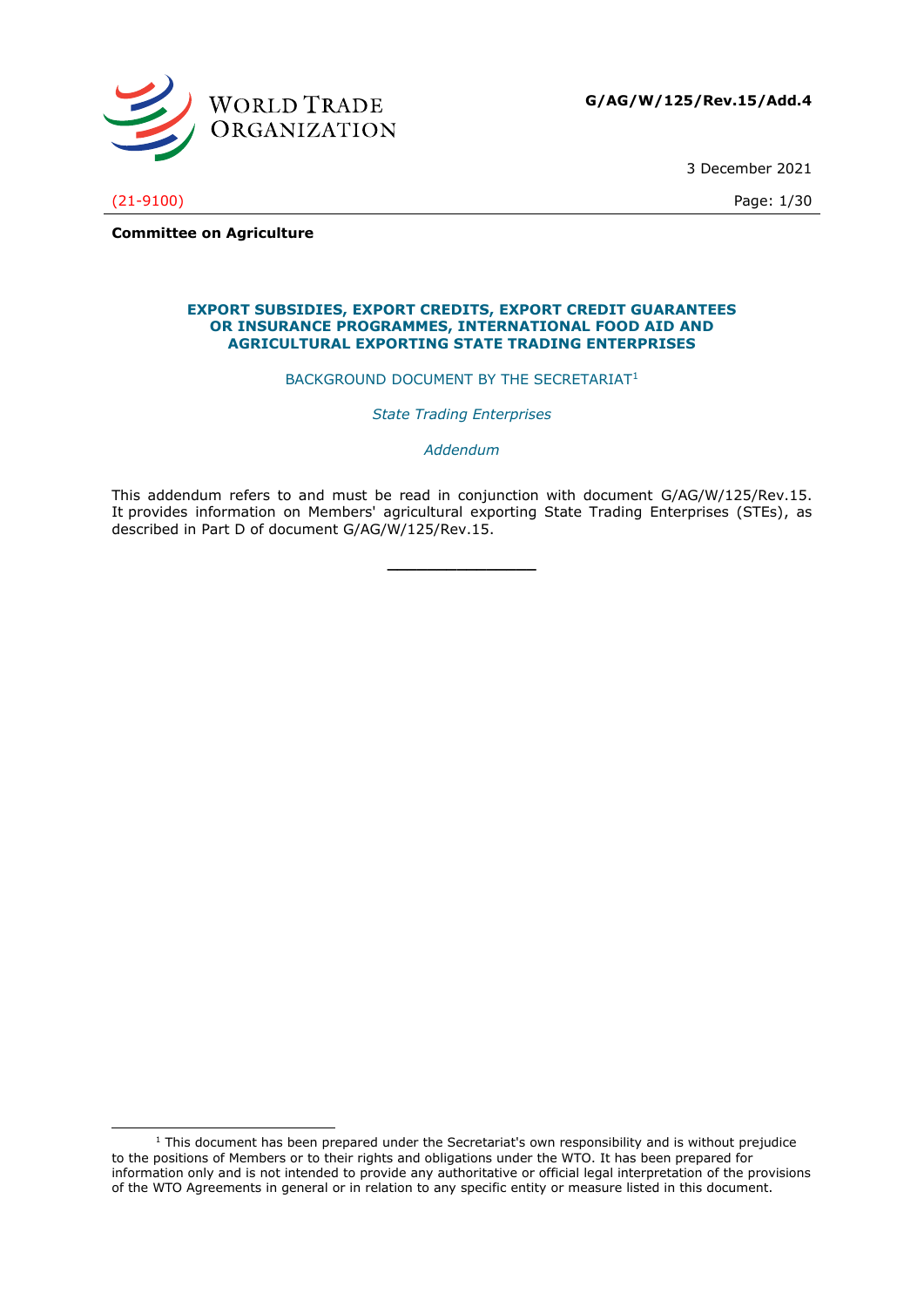**G/AG/W/125/Rev.15/Add.4**

3 December 2021

(21-9100)

**Committee on Agriculture**

## EXPORT SUBSIDIES, EXPORT CREDITS, EXPORT CREDIT GUARANTEES OR INSURANCE PROGRAMMES, INTERNATIONAL FOOD AID AND AGRICULTURAL EXPORTING STATE TRADING ENTERPRISES

BACKGROUND DOCUMENT BY THE SECRETARIAT[1]

*State Trading Enterprises*

*Addendum*

This addendum refers to and must be read in conjunction with document G/AG/W/125/Rev.15. It provides information on Members' agricultural exporting State Trading Enterprises (STEs), as described in Part D of document G/AG/W/125/Rev.15.

---

[1] This document has been prepared under the Secretariat's own responsibility and is without prejudice to the positions of Members or to their rights and obligations under the WTO. It has been prepared for information only and is not intended to provide any authoritative or official legal interpretation of the provisions of the WTO Agreements in general or in relation to any specific entity or measure listed in this document.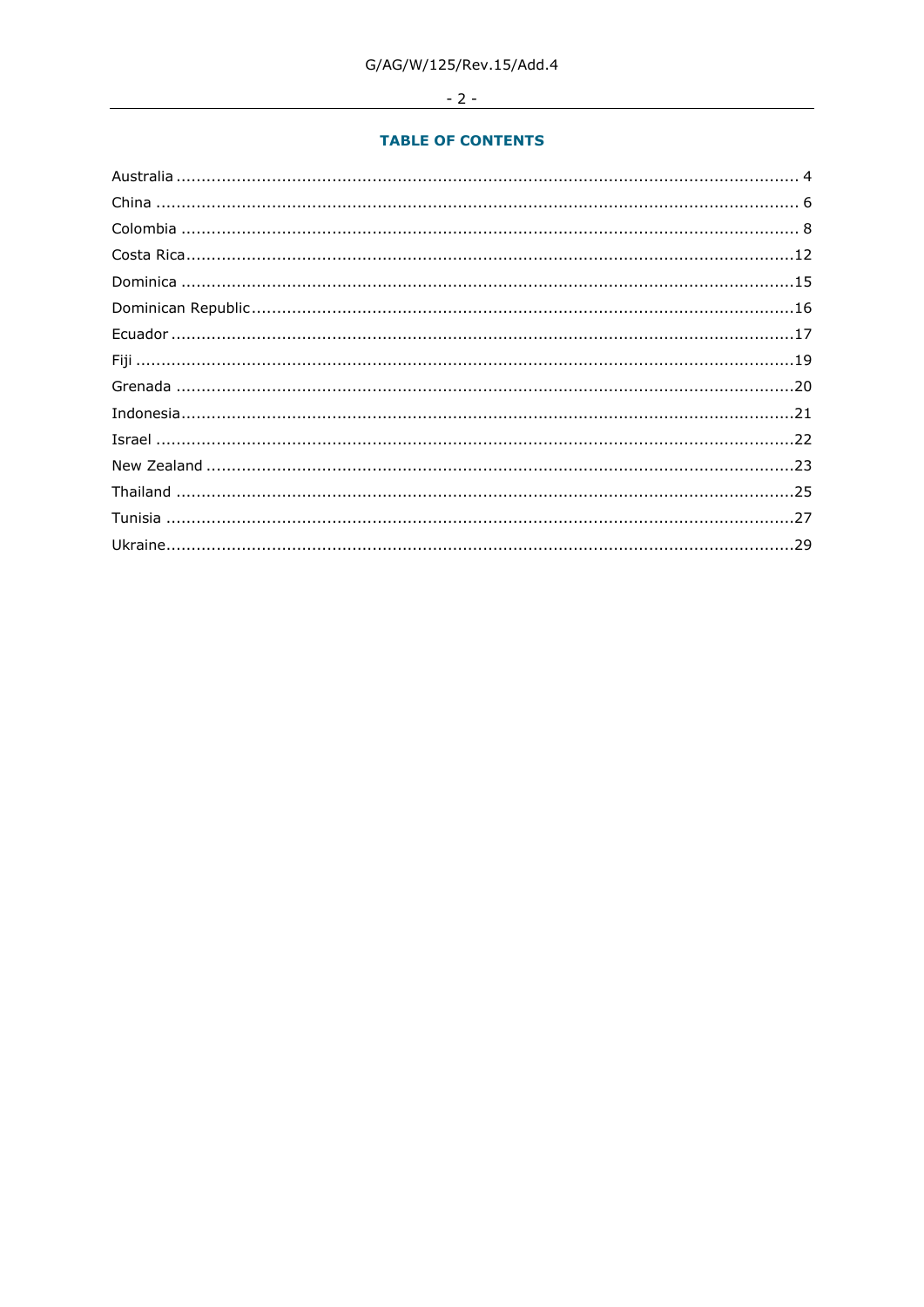## TABLE OF CONTENTS

Australia ........................................................................................................................ 4

China ............................................................................................................................. 6

Colombia ........................................................................................................................ 8

Costa Rica......................................................................................................................12

Dominica .......................................................................................................................15

Dominican Republic.........................................................................................................16

Ecuador .........................................................................................................................17

Fiji .................................................................................................................................19

Grenada .........................................................................................................................20

Indonesia.......................................................................................................................21

Israel .............................................................................................................................22

New Zealand ...................................................................................................................23

Thailand .........................................................................................................................25

Tunisia ...........................................................................................................................27

Ukraine...........................................................................................................................29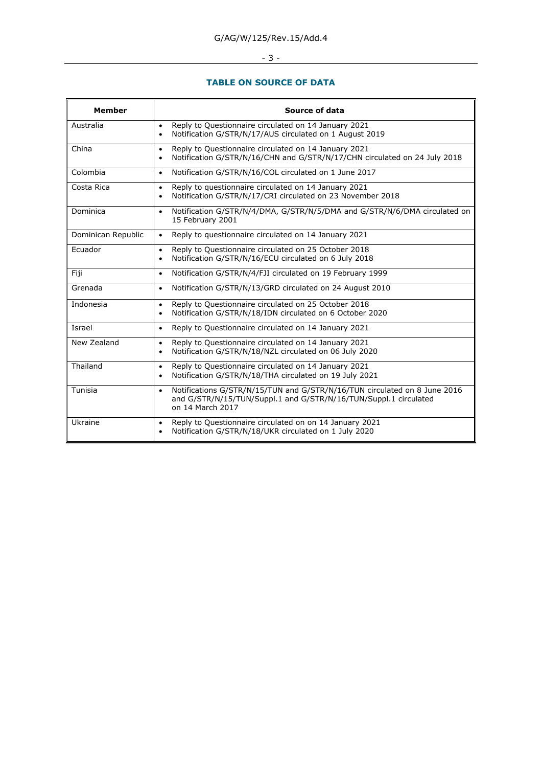## TABLE ON SOURCE OF DATA

| Member | Source of data |
|---|---|
| Australia | • Reply to Questionnaire circulated on 14 January 2021<br>• Notification G/STR/N/17/AUS circulated on 1 August 2019 |
| China | • Reply to Questionnaire circulated on 14 January 2021<br>• Notification G/STR/N/16/CHN and G/STR/N/17/CHN circulated on 24 July 2018 |
| Colombia | • Notification G/STR/N/16/COL circulated on 1 June 2017 |
| Costa Rica | • Reply to questionnaire circulated on 14 January 2021<br>• Notification G/STR/N/17/CRI circulated on 23 November 2018 |
| Dominica | • Notification G/STR/N/4/DMA, G/STR/N/5/DMA and G/STR/N/6/DMA circulated on 15 February 2001 |
| Dominican Republic | • Reply to questionnaire circulated on 14 January 2021 |
| Ecuador | • Reply to Questionnaire circulated on 25 October 2018<br>• Notification G/STR/N/16/ECU circulated on 6 July 2018 |
| Fiji | • Notification G/STR/N/4/FJI circulated on 19 February 1999 |
| Grenada | • Notification G/STR/N/13/GRD circulated on 24 August 2010 |
| Indonesia | • Reply to Questionnaire circulated on 25 October 2018<br>• Notification G/STR/N/18/IDN circulated on 6 October 2020 |
| Israel | • Reply to Questionnaire circulated on 14 January 2021 |
| New Zealand | • Reply to Questionnaire circulated on 14 January 2021<br>• Notification G/STR/N/18/NZL circulated on 06 July 2020 |
| Thailand | • Reply to Questionnaire circulated on 14 January 2021<br>• Notification G/STR/N/18/THA circulated on 19 July 2021 |
| Tunisia | • Notifications G/STR/N/15/TUN and G/STR/N/16/TUN circulated on 8 June 2016 and G/STR/N/15/TUN/Suppl.1 and G/STR/N/16/TUN/Suppl.1 circulated on 14 March 2017 |
| Ukraine | • Reply to Questionnaire circulated on on 14 January 2021<br>• Notification G/STR/N/18/UKR circulated on 1 July 2020 |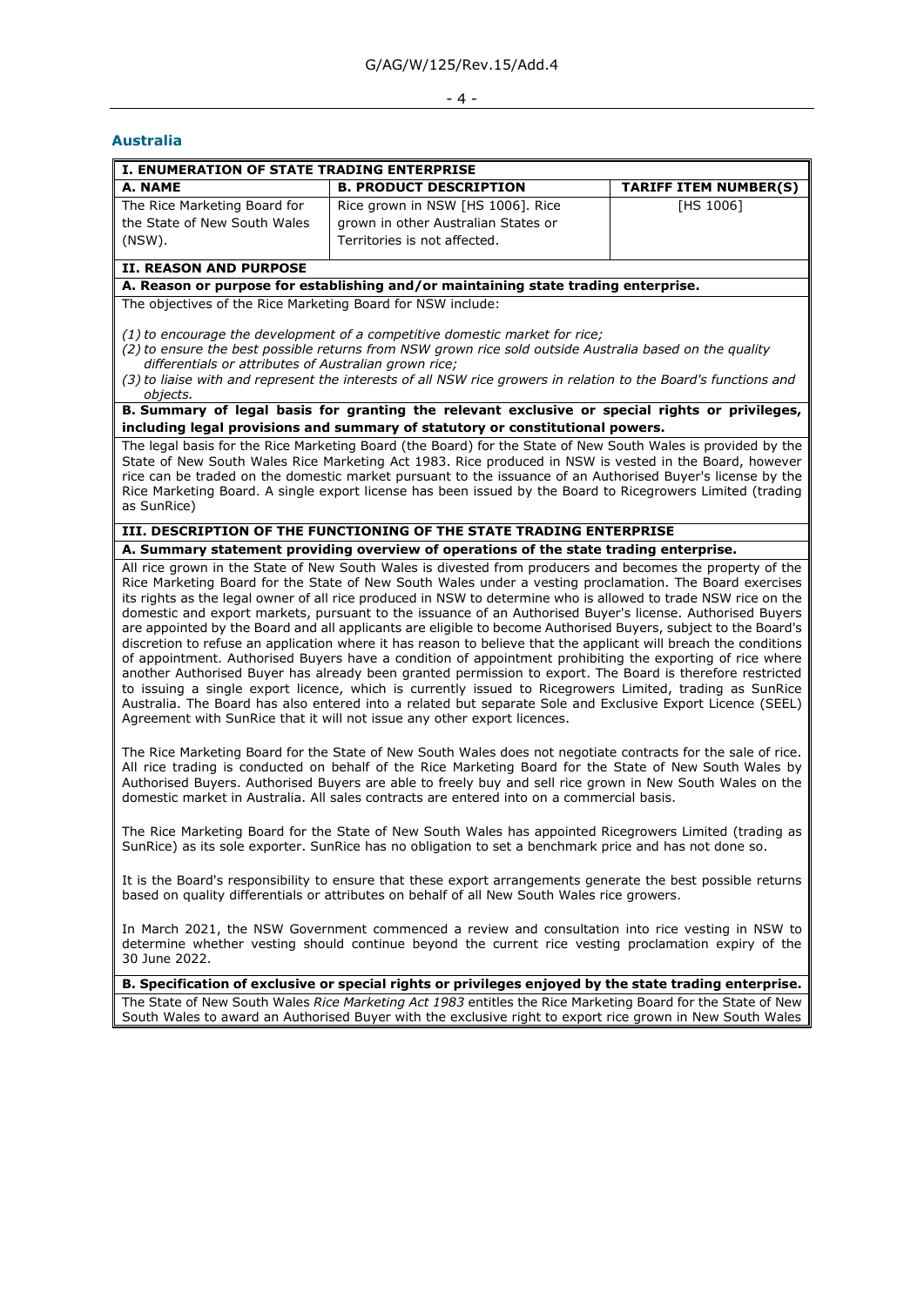## Australia

| I. ENUMERATION OF STATE TRADING ENTERPRISE | | |
|---|---|---|
| **A. NAME** | **B. PRODUCT DESCRIPTION** | **TARIFF ITEM NUMBER(S)** |
| The Rice Marketing Board for the State of New South Wales (NSW). | Rice grown in NSW [HS 1006]. Rice grown in other Australian States or Territories is not affected. | [HS 1006] |

**II. REASON AND PURPOSE**

**A. Reason or purpose for establishing and/or maintaining state trading enterprise.**

The objectives of the Rice Marketing Board for NSW include:

*(1) to encourage the development of a competitive domestic market for rice;*
*(2) to ensure the best possible returns from NSW grown rice sold outside Australia based on the quality differentials or attributes of Australian grown rice;*
*(3) to liaise with and represent the interests of all NSW rice growers in relation to the Board's functions and objects.*

**B. Summary of legal basis for granting the relevant exclusive or special rights or privileges, including legal provisions and summary of statutory or constitutional powers.**

The legal basis for the Rice Marketing Board (the Board) for the State of New South Wales is provided by the State of New South Wales Rice Marketing Act 1983. Rice produced in NSW is vested in the Board, however rice can be traded on the domestic market pursuant to the issuance of an Authorised Buyer's license by the Rice Marketing Board. A single export license has been issued by the Board to Ricegrowers Limited (trading as SunRice)

**III. DESCRIPTION OF THE FUNCTIONING OF THE STATE TRADING ENTERPRISE**

**A. Summary statement providing overview of operations of the state trading enterprise.**

All rice grown in the State of New South Wales is divested from producers and becomes the property of the Rice Marketing Board for the State of New South Wales under a vesting proclamation. The Board exercises its rights as the legal owner of all rice produced in NSW to determine who is allowed to trade NSW rice on the domestic and export markets, pursuant to the issuance of an Authorised Buyer's license. Authorised Buyers are appointed by the Board and all applicants are eligible to become Authorised Buyers, subject to the Board's discretion to refuse an application where it has reason to believe that the applicant will breach the conditions of appointment. Authorised Buyers have a condition of appointment prohibiting the exporting of rice where another Authorised Buyer has already been granted permission to export. The Board is therefore restricted to issuing a single export licence, which is currently issued to Ricegrowers Limited, trading as SunRice Australia. The Board has also entered into a related but separate Sole and Exclusive Export Licence (SEEL) Agreement with SunRice that it will not issue any other export licences.

The Rice Marketing Board for the State of New South Wales does not negotiate contracts for the sale of rice. All rice trading is conducted on behalf of the Rice Marketing Board for the State of New South Wales by Authorised Buyers. Authorised Buyers are able to freely buy and sell rice grown in New South Wales on the domestic market in Australia. All sales contracts are entered into on a commercial basis.

The Rice Marketing Board for the State of New South Wales has appointed Ricegrowers Limited (trading as SunRice) as its sole exporter. SunRice has no obligation to set a benchmark price and has not done so.

It is the Board's responsibility to ensure that these export arrangements generate the best possible returns based on quality differentials or attributes on behalf of all New South Wales rice growers.

In March 2021, the NSW Government commenced a review and consultation into rice vesting in NSW to determine whether vesting should continue beyond the current rice vesting proclamation expiry of the 30 June 2022.

**B. Specification of exclusive or special rights or privileges enjoyed by the state trading enterprise.**

The State of New South Wales *Rice Marketing Act 1983* entitles the Rice Marketing Board for the State of New South Wales to award an Authorised Buyer with the exclusive right to export rice grown in New South Wales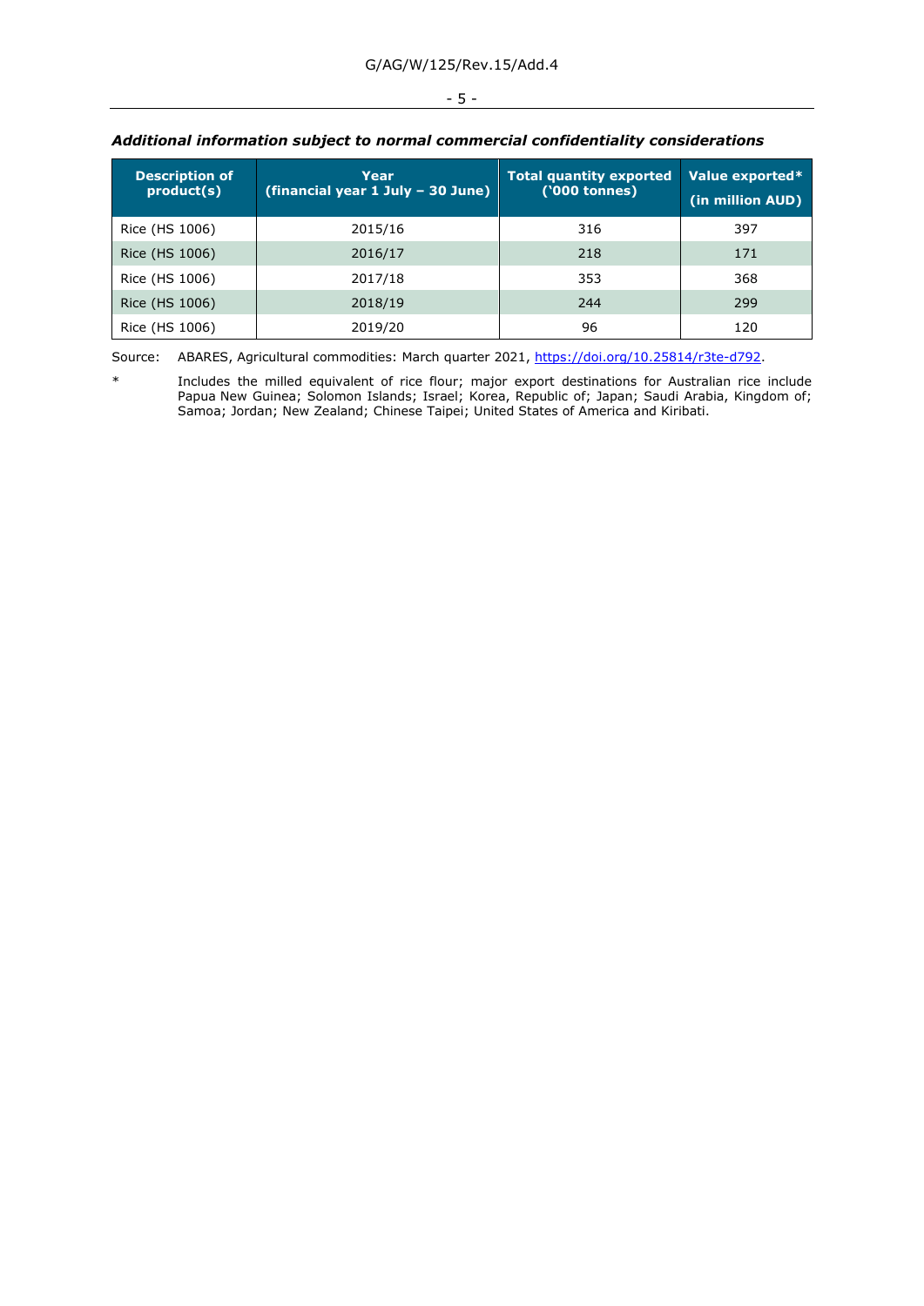***Additional information subject to normal commercial confidentiality considerations***

| Description of product(s) | Year (financial year 1 July – 30 June) | Total quantity exported ('000 tonnes) | Value exported* (in million AUD) |
|---|---|---|---|
| Rice (HS 1006) | 2015/16 | 316 | 397 |
| Rice (HS 1006) | 2016/17 | 218 | 171 |
| Rice (HS 1006) | 2017/18 | 353 | 368 |
| Rice (HS 1006) | 2018/19 | 244 | 299 |
| Rice (HS 1006) | 2019/20 | 96 | 120 |

Source: ABARES, Agricultural commodities: March quarter 2021, https://doi.org/10.25814/r3te-d792.

\* Includes the milled equivalent of rice flour; major export destinations for Australian rice include Papua New Guinea; Solomon Islands; Israel; Korea, Republic of; Japan; Saudi Arabia, Kingdom of; Samoa; Jordan; New Zealand; Chinese Taipei; United States of America and Kiribati.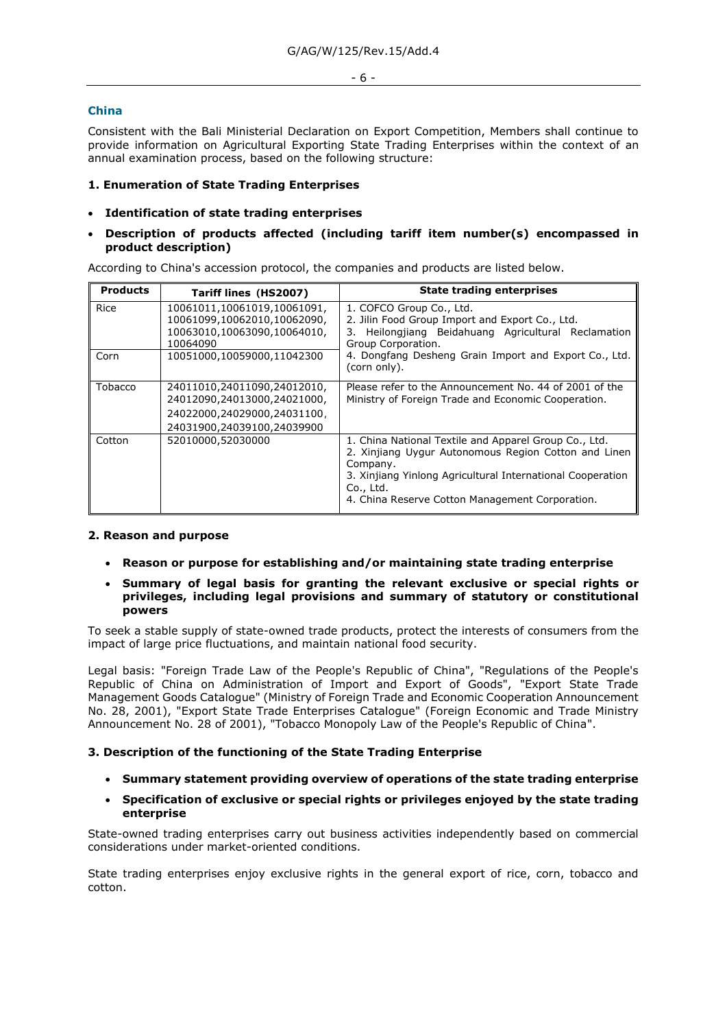## China

Consistent with the Bali Ministerial Declaration on Export Competition, Members shall continue to provide information on Agricultural Exporting State Trading Enterprises within the context of an annual examination process, based on the following structure:

### 1. Enumeration of State Trading Enterprises

- **Identification of state trading enterprises**
- **Description of products affected (including tariff item number(s) encompassed in product description)**

According to China's accession protocol, the companies and products are listed below.

| Products | Tariff lines (HS2007) | State trading enterprises |
|---|---|---|
| Rice | 10061011,10061019,10061091, 10061099,10062010,10062090, 10063010,10063090,10064010, 10064090 | 1. COFCO Group Co., Ltd.<br>2. Jilin Food Group Import and Export Co., Ltd.<br>3. Heilongjiang Beidahuang Agricultural Reclamation Group Corporation.<br>4. Dongfang Desheng Grain Import and Export Co., Ltd. (corn only). |
| Corn | 10051000,10059000,11042300 | |
| Tobacco | 24011010,24011090,24012010, 24012090,24013000,24021000, 24022000,24029000,24031100, 24031900,24039100,24039900 | Please refer to the Announcement No. 44 of 2001 of the Ministry of Foreign Trade and Economic Cooperation. |
| Cotton | 52010000,52030000 | 1. China National Textile and Apparel Group Co., Ltd.<br>2. Xinjiang Uygur Autonomous Region Cotton and Linen Company.<br>3. Xinjiang Yinlong Agricultural International Cooperation Co., Ltd.<br>4. China Reserve Cotton Management Corporation. |

### 2. Reason and purpose

- **Reason or purpose for establishing and/or maintaining state trading enterprise**
- **Summary of legal basis for granting the relevant exclusive or special rights or privileges, including legal provisions and summary of statutory or constitutional powers**

To seek a stable supply of state-owned trade products, protect the interests of consumers from the impact of large price fluctuations, and maintain national food security.

Legal basis: "Foreign Trade Law of the People's Republic of China", "Regulations of the People's Republic of China on Administration of Import and Export of Goods", "Export State Trade Management Goods Catalogue" (Ministry of Foreign Trade and Economic Cooperation Announcement No. 28, 2001), "Export State Trade Enterprises Catalogue" (Foreign Economic and Trade Ministry Announcement No. 28 of 2001), "Tobacco Monopoly Law of the People's Republic of China".

### 3. Description of the functioning of the State Trading Enterprise

- **Summary statement providing overview of operations of the state trading enterprise**
- **Specification of exclusive or special rights or privileges enjoyed by the state trading enterprise**

State-owned trading enterprises carry out business activities independently based on commercial considerations under market-oriented conditions.

State trading enterprises enjoy exclusive rights in the general export of rice, corn, tobacco and cotton.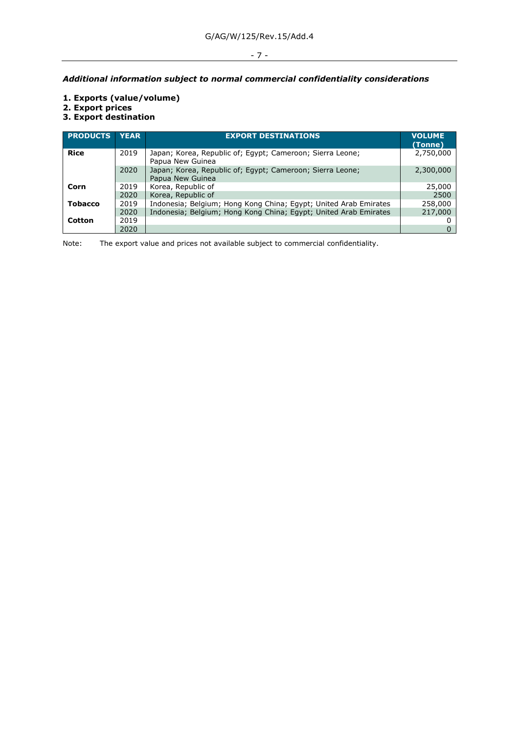***Additional information subject to normal commercial confidentiality considerations***

**1. Exports (value/volume)**
**2. Export prices**
**3. Export destination**

| PRODUCTS | YEAR | EXPORT DESTINATIONS | VOLUME (Tonne) |
|---|---|---|---|
| **Rice** | 2019 | Japan; Korea, Republic of; Egypt; Cameroon; Sierra Leone; Papua New Guinea | 2,750,000 |
| | 2020 | Japan; Korea, Republic of; Egypt; Cameroon; Sierra Leone; Papua New Guinea | 2,300,000 |
| **Corn** | 2019 | Korea, Republic of | 25,000 |
| | 2020 | Korea, Republic of | 2500 |
| **Tobacco** | 2019 | Indonesia; Belgium; Hong Kong China; Egypt; United Arab Emirates | 258,000 |
| | 2020 | Indonesia; Belgium; Hong Kong China; Egypt; United Arab Emirates | 217,000 |
| **Cotton** | 2019 | | 0 |
| | 2020 | | 0 |

Note: The export value and prices not available subject to commercial confidentiality.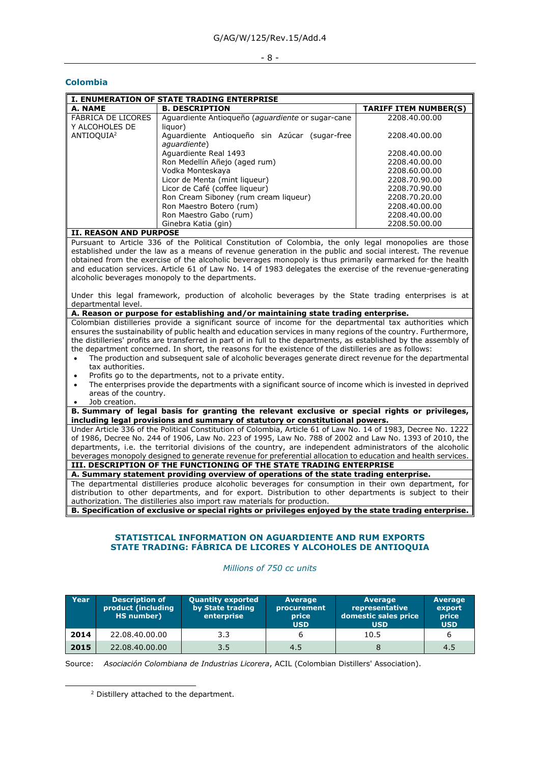## Colombia

| I. ENUMERATION OF STATE TRADING ENTERPRISE | | |
|---|---|---|
| **A. NAME** | **B. DESCRIPTION** | **TARIFF ITEM NUMBER(S)** |
| FÁBRICA DE LICORES Y ALCOHOLES DE ANTIOQUIA[2] | Aguardiente Antioqueño (*aguardiente* or sugar-cane liquor) | 2208.40.00.00 |
| | Aguardiente Antioqueño sin Azúcar (sugar-free *aguardiente*) | 2208.40.00.00 |
| | Aguardiente Real 1493 | 2208.40.00.00 |
| | Ron Medellín Añejo (aged rum) | 2208.40.00.00 |
| | Vodka Monteskaya | 2208.60.00.00 |
| | Licor de Menta (mint liqueur) | 2208.70.90.00 |
| | Licor de Café (coffee liqueur) | 2208.70.90.00 |
| | Ron Cream Siboney (rum cream liqueur) | 2208.70.20.00 |
| | Ron Maestro Botero (rum) | 2208.40.00.00 |
| | Ron Maestro Gabo (rum) | 2208.40.00.00 |
| | Ginebra Katia (gin) | 2208.50.00.00 |

**II. REASON AND PURPOSE**

Pursuant to Article 336 of the Political Constitution of Colombia, the only legal monopolies are those established under the law as a means of revenue generation in the public and social interest. The revenue obtained from the exercise of the alcoholic beverages monopoly is thus primarily earmarked for the health and education services. Article 61 of Law No. 14 of 1983 delegates the exercise of the revenue-generating alcoholic beverages monopoly to the departments.

Under this legal framework, production of alcoholic beverages by the State trading enterprises is at departmental level.

**A. Reason or purpose for establishing and/or maintaining state trading enterprise.**

Colombian distilleries provide a significant source of income for the departmental tax authorities which ensures the sustainability of public health and education services in many regions of the country. Furthermore, the distilleries' profits are transferred in part of in full to the departments, as established by the assembly of the department concerned. In short, the reasons for the existence of the distilleries are as follows:

- The production and subsequent sale of alcoholic beverages generate direct revenue for the departmental tax authorities.
- Profits go to the departments, not to a private entity.
- The enterprises provide the departments with a significant source of income which is invested in deprived areas of the country.
- Job creation.

**B. Summary of legal basis for granting the relevant exclusive or special rights or privileges, including legal provisions and summary of statutory or constitutional powers.**

Under Article 336 of the Political Constitution of Colombia, Article 61 of Law No. 14 of 1983, Decree No. 1222 of 1986, Decree No. 244 of 1906, Law No. 223 of 1995, Law No. 788 of 2002 and Law No. 1393 of 2010, the departments, i.e. the territorial divisions of the country, are independent administrators of the alcoholic beverages monopoly designed to generate revenue for preferential allocation to education and health services.

**III. DESCRIPTION OF THE FUNCTIONING OF THE STATE TRADING ENTERPRISE**

**A. Summary statement providing overview of operations of the state trading enterprise.**

The departmental distilleries produce alcoholic beverages for consumption in their own department, for distribution to other departments, and for export. Distribution to other departments is subject to their authorization. The distilleries also import raw materials for production.

**B. Specification of exclusive or special rights or privileges enjoyed by the state trading enterprise.**

### STATISTICAL INFORMATION ON AGUARDIENTE AND RUM EXPORTS STATE TRADING: FÁBRICA DE LICORES Y ALCOHOLES DE ANTIOQUIA

*Millions of 750 cc units*

| Year | Description of product (including HS number) | Quantity exported by State trading enterprise | Average procurement price USD | Average representative domestic sales price USD | Average export price USD |
|---|---|---|---|---|---|
| 2014 | 22.08.40.00.00 | 3.3 | 6 | 10.5 | 6 |
| 2015 | 22.08.40.00.00 | 3.5 | 4.5 | 8 | 4.5 |

Source: *Asociación Colombiana de Industrias Licorera*, ACIL (Colombian Distillers' Association).

[2] Distillery attached to the department.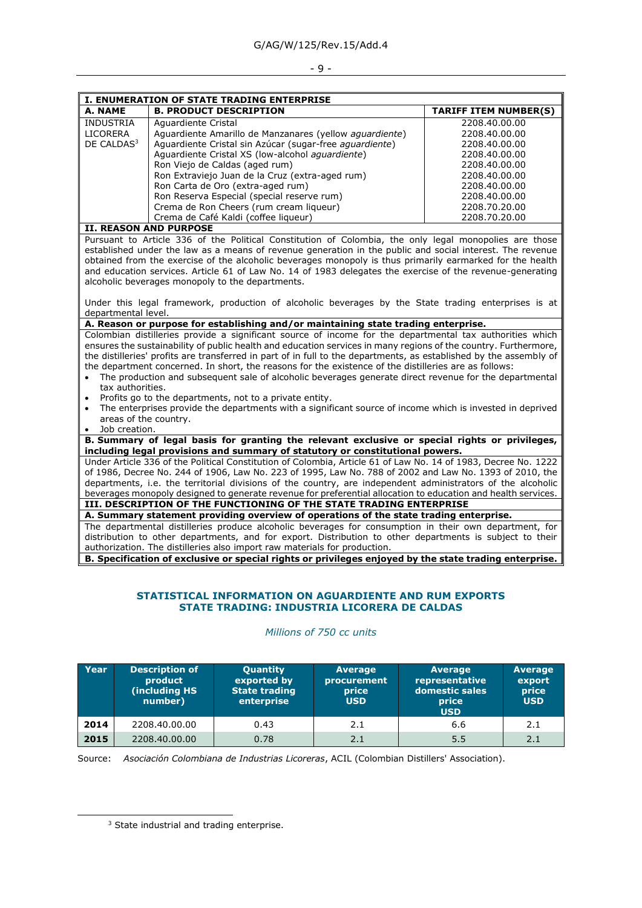## I. ENUMERATION OF STATE TRADING ENTERPRISE

| A. NAME | B. PRODUCT DESCRIPTION | TARIFF ITEM NUMBER(S) |
|---|---|---|
| INDUSTRIA LICORERA DE CALDAS[3] | Aguardiente Cristal | 2208.40.00.00 |
| | Aguardiente Amarillo de Manzanares (yellow *aguardiente*) | 2208.40.00.00 |
| | Aguardiente Cristal sin Azúcar (sugar-free *aguardiente*) | 2208.40.00.00 |
| | Aguardiente Cristal XS (low-alcohol *aguardiente*) | 2208.40.00.00 |
| | Ron Viejo de Caldas (aged rum) | 2208.40.00.00 |
| | Ron Extraviejo Juan de la Cruz (extra-aged rum) | 2208.40.00.00 |
| | Ron Carta de Oro (extra-aged rum) | 2208.40.00.00 |
| | Ron Reserva Especial (special reserve rum) | 2208.40.00.00 |
| | Crema de Ron Cheers (rum cream liqueur) | 2208.70.20.00 |
| | Crema de Café Kaldi (coffee liqueur) | 2208.70.20.00 |

## II. REASON AND PURPOSE

Pursuant to Article 336 of the Political Constitution of Colombia, the only legal monopolies are those established under the law as a means of revenue generation in the public and social interest. The revenue obtained from the exercise of the alcoholic beverages monopoly is thus primarily earmarked for the health and education services. Article 61 of Law No. 14 of 1983 delegates the exercise of the revenue-generating alcoholic beverages monopoly to the departments.

Under this legal framework, production of alcoholic beverages by the State trading enterprises is at departmental level.

**A. Reason or purpose for establishing and/or maintaining state trading enterprise.**

Colombian distilleries provide a significant source of income for the departmental tax authorities which ensures the sustainability of public health and education services in many regions of the country. Furthermore, the distilleries' profits are transferred in part of in full to the departments, as established by the assembly of the department concerned. In short, the reasons for the existence of the distilleries are as follows:

- The production and subsequent sale of alcoholic beverages generate direct revenue for the departmental tax authorities.
- Profits go to the departments, not to a private entity.
- The enterprises provide the departments with a significant source of income which is invested in deprived areas of the country.
- Job creation.

**B. Summary of legal basis for granting the relevant exclusive or special rights or privileges, including legal provisions and summary of statutory or constitutional powers.**

Under Article 336 of the Political Constitution of Colombia, Article 61 of Law No. 14 of 1983, Decree No. 1222 of 1986, Decree No. 244 of 1906, Law No. 223 of 1995, Law No. 788 of 2002 and Law No. 1393 of 2010, the departments, i.e. the territorial divisions of the country, are independent administrators of the alcoholic beverages monopoly designed to generate revenue for preferential allocation to education and health services.

## III. DESCRIPTION OF THE FUNCTIONING OF THE STATE TRADING ENTERPRISE

**A. Summary statement providing overview of operations of the state trading enterprise.**

The departmental distilleries produce alcoholic beverages for consumption in their own department, for distribution to other departments, and for export. Distribution to other departments is subject to their authorization. The distilleries also import raw materials for production.

**B. Specification of exclusive or special rights or privileges enjoyed by the state trading enterprise.**

## STATISTICAL INFORMATION ON AGUARDIENTE AND RUM EXPORTS
## STATE TRADING: INDUSTRIA LICORERA DE CALDAS

*Millions of 750 cc units*

| Year | Description of product (including HS number) | Quantity exported by State trading enterprise | Average procurement price USD | Average representative domestic sales price USD | Average export price USD |
|---|---|---|---|---|---|
| **2014** | 2208.40.00.00 | 0.43 | 2.1 | 6.6 | 2.1 |
| **2015** | 2208.40.00.00 | 0.78 | 2.1 | 5.5 | 2.1 |

Source: *Asociación Colombiana de Industrias Licoreras*, ACIL (Colombian Distillers' Association).

[3] State industrial and trading enterprise.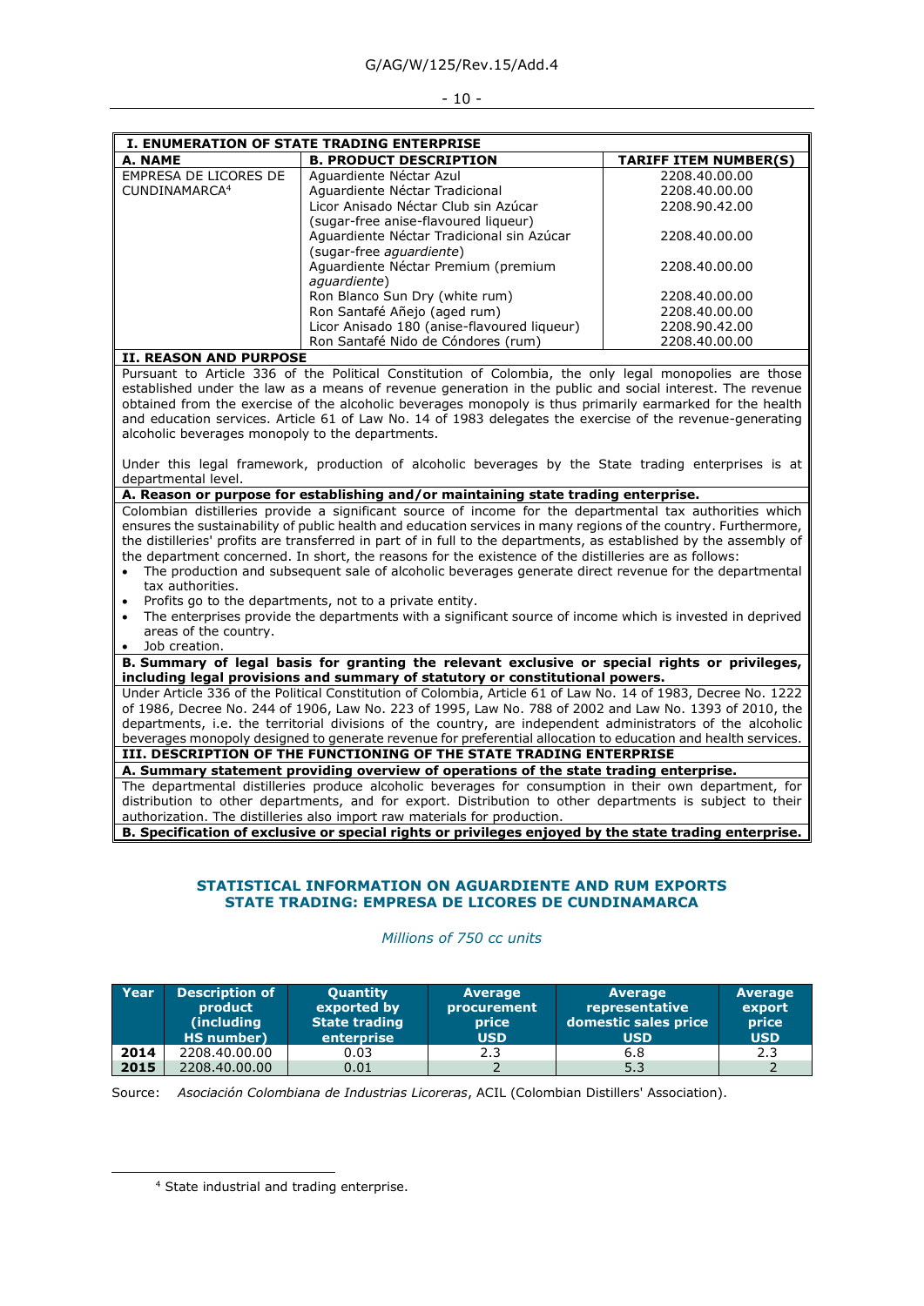| I. ENUMERATION OF STATE TRADING ENTERPRISE | | |
|---|---|---|
| **A. NAME** | **B. PRODUCT DESCRIPTION** | **TARIFF ITEM NUMBER(S)** |
| EMPRESA DE LICORES DE CUNDINAMARCA[4] | Aguardiente Néctar Azul | 2208.40.00.00 |
| | Aguardiente Néctar Tradicional | 2208.40.00.00 |
| | Licor Anisado Néctar Club sin Azúcar (sugar-free anise-flavoured liqueur) | 2208.90.42.00 |
| | Aguardiente Néctar Tradicional sin Azúcar (sugar-free *aguardiente*) | 2208.40.00.00 |
| | Aguardiente Néctar Premium (premium *aguardiente*) | 2208.40.00.00 |
| | Ron Blanco Sun Dry (white rum) | 2208.40.00.00 |
| | Ron Santafé Añejo (aged rum) | 2208.40.00.00 |
| | Licor Anisado 180 (anise-flavoured liqueur) | 2208.90.42.00 |
| | Ron Santafé Nido de Cóndores (rum) | 2208.40.00.00 |

**II. REASON AND PURPOSE**

Pursuant to Article 336 of the Political Constitution of Colombia, the only legal monopolies are those established under the law as a means of revenue generation in the public and social interest. The revenue obtained from the exercise of the alcoholic beverages monopoly is thus primarily earmarked for the health and education services. Article 61 of Law No. 14 of 1983 delegates the exercise of the revenue-generating alcoholic beverages monopoly to the departments.

Under this legal framework, production of alcoholic beverages by the State trading enterprises is at departmental level.

**A. Reason or purpose for establishing and/or maintaining state trading enterprise.**

Colombian distilleries provide a significant source of income for the departmental tax authorities which ensures the sustainability of public health and education services in many regions of the country. Furthermore, the distilleries' profits are transferred in part of in full to the departments, as established by the assembly of the department concerned. In short, the reasons for the existence of the distilleries are as follows:

- The production and subsequent sale of alcoholic beverages generate direct revenue for the departmental tax authorities.
- Profits go to the departments, not to a private entity.
- The enterprises provide the departments with a significant source of income which is invested in deprived areas of the country.
- Job creation.

**B. Summary of legal basis for granting the relevant exclusive or special rights or privileges, including legal provisions and summary of statutory or constitutional powers.**

Under Article 336 of the Political Constitution of Colombia, Article 61 of Law No. 14 of 1983, Decree No. 1222 of 1986, Decree No. 244 of 1906, Law No. 223 of 1995, Law No. 788 of 2002 and Law No. 1393 of 2010, the departments, i.e. the territorial divisions of the country, are independent administrators of the alcoholic beverages monopoly designed to generate revenue for preferential allocation to education and health services.

**III. DESCRIPTION OF THE FUNCTIONING OF THE STATE TRADING ENTERPRISE**

**A. Summary statement providing overview of operations of the state trading enterprise.**

The departmental distilleries produce alcoholic beverages for consumption in their own department, for distribution to other departments, and for export. Distribution to other departments is subject to their authorization. The distilleries also import raw materials for production.

**B. Specification of exclusive or special rights or privileges enjoyed by the state trading enterprise.**

**STATISTICAL INFORMATION ON AGUARDIENTE AND RUM EXPORTS**
**STATE TRADING: EMPRESA DE LICORES DE CUNDINAMARCA**

*Millions of 750 cc units*

| Year | Description of product (including HS number) | Quantity exported by State trading enterprise | Average procurement price USD | Average representative domestic sales price USD | Average export price USD |
|---|---|---|---|---|---|
| **2014** | 2208.40.00.00 | 0.03 | 2.3 | 6.8 | 2.3 |
| **2015** | 2208.40.00.00 | 0.01 | 2 | 5.3 | 2 |

Source: *Asociación Colombiana de Industrias Licoreras*, ACIL (Colombian Distillers' Association).

[4] State industrial and trading enterprise.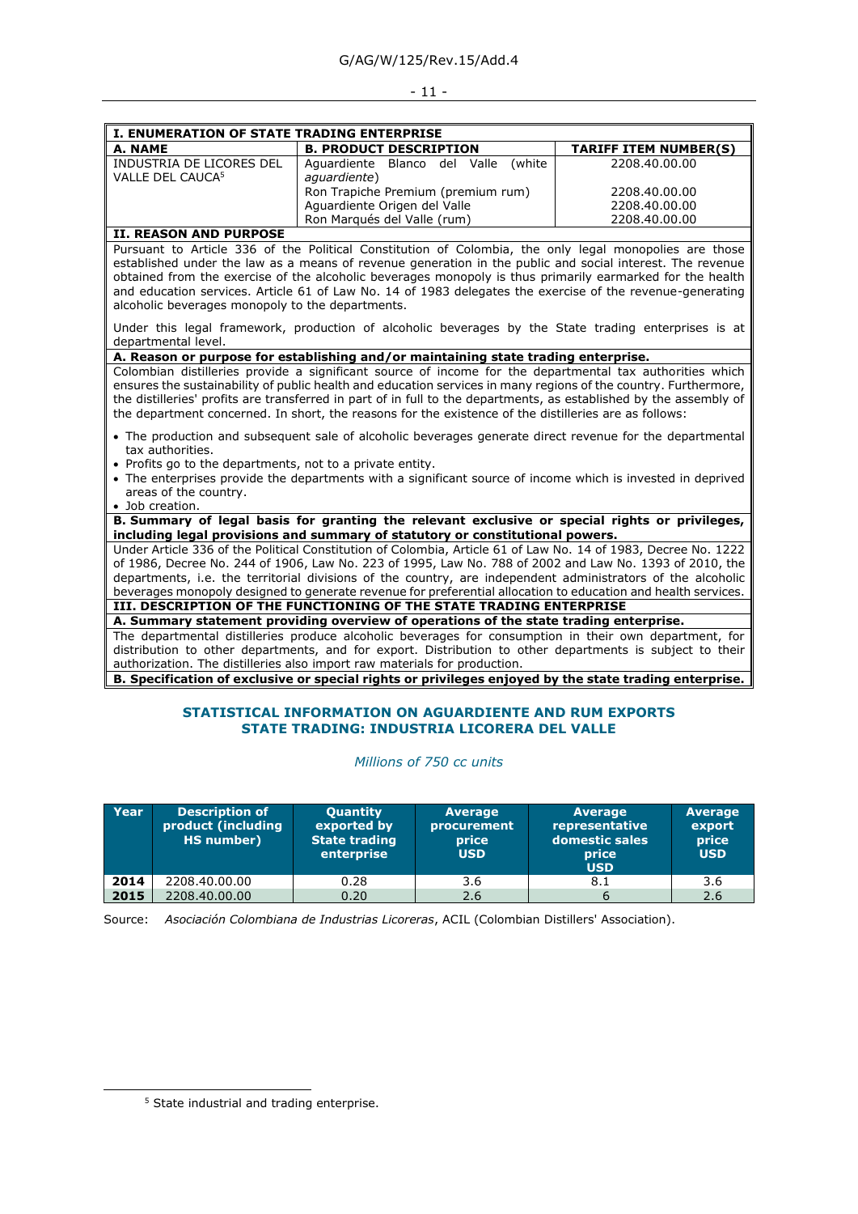| I. ENUMERATION OF STATE TRADING ENTERPRISE | | |
|---|---|---|
| **A. NAME** | **B. PRODUCT DESCRIPTION** | **TARIFF ITEM NUMBER(S)** |
| INDUSTRIA DE LICORES DEL VALLE DEL CAUCA[5] | Aguardiente Blanco del Valle (white *aguardiente*) | 2208.40.00.00 |
| | Ron Trapiche Premium (premium rum) | 2208.40.00.00 |
| | Aguardiente Origen del Valle | 2208.40.00.00 |
| | Ron Marqués del Valle (rum) | 2208.40.00.00 |

**II. REASON AND PURPOSE**

Pursuant to Article 336 of the Political Constitution of Colombia, the only legal monopolies are those established under the law as a means of revenue generation in the public and social interest. The revenue obtained from the exercise of the alcoholic beverages monopoly is thus primarily earmarked for the health and education services. Article 61 of Law No. 14 of 1983 delegates the exercise of the revenue-generating alcoholic beverages monopoly to the departments.

Under this legal framework, production of alcoholic beverages by the State trading enterprises is at departmental level.

**A. Reason or purpose for establishing and/or maintaining state trading enterprise.**

Colombian distilleries provide a significant source of income for the departmental tax authorities which ensures the sustainability of public health and education services in many regions of the country. Furthermore, the distilleries' profits are transferred in part of in full to the departments, as established by the assembly of the department concerned. In short, the reasons for the existence of the distilleries are as follows:

- The production and subsequent sale of alcoholic beverages generate direct revenue for the departmental tax authorities.
- Profits go to the departments, not to a private entity.
- The enterprises provide the departments with a significant source of income which is invested in deprived areas of the country.
- Job creation.

**B. Summary of legal basis for granting the relevant exclusive or special rights or privileges, including legal provisions and summary of statutory or constitutional powers.**

Under Article 336 of the Political Constitution of Colombia, Article 61 of Law No. 14 of 1983, Decree No. 1222 of 1986, Decree No. 244 of 1906, Law No. 223 of 1995, Law No. 788 of 2002 and Law No. 1393 of 2010, the departments, i.e. the territorial divisions of the country, are independent administrators of the alcoholic beverages monopoly designed to generate revenue for preferential allocation to education and health services.

**III. DESCRIPTION OF THE FUNCTIONING OF THE STATE TRADING ENTERPRISE**

**A. Summary statement providing overview of operations of the state trading enterprise.**

The departmental distilleries produce alcoholic beverages for consumption in their own department, for distribution to other departments, and for export. Distribution to other departments is subject to their authorization. The distilleries also import raw materials for production.

**B. Specification of exclusive or special rights or privileges enjoyed by the state trading enterprise.**

## STATISTICAL INFORMATION ON AGUARDIENTE AND RUM EXPORTS STATE TRADING: INDUSTRIA LICORERA DEL VALLE

*Millions of 750 cc units*

| Year | Description of product (including HS number) | Quantity exported by State trading enterprise | Average procurement price USD | Average representative domestic sales price USD | Average export price USD |
|---|---|---|---|---|---|
| **2014** | 2208.40.00.00 | 0.28 | 3.6 | 8.1 | 3.6 |
| **2015** | 2208.40.00.00 | 0.20 | 2.6 | 6 | 2.6 |

Source: *Asociación Colombiana de Industrias Licoreras*, ACIL (Colombian Distillers' Association).

---

[5] State industrial and trading enterprise.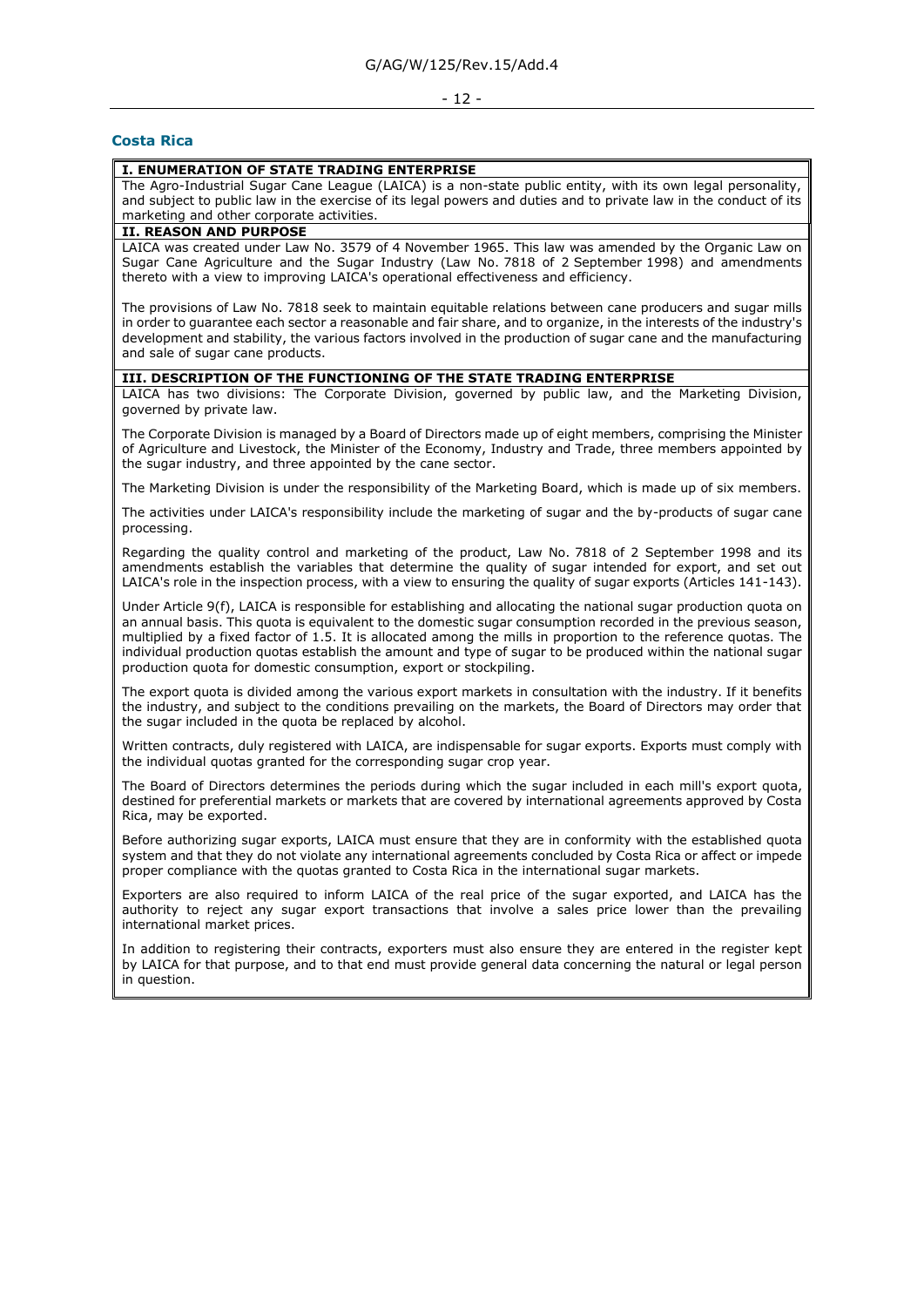## Costa Rica

**I. ENUMERATION OF STATE TRADING ENTERPRISE**

The Agro-Industrial Sugar Cane League (LAICA) is a non-state public entity, with its own legal personality, and subject to public law in the exercise of its legal powers and duties and to private law in the conduct of its marketing and other corporate activities.

**II. REASON AND PURPOSE**

LAICA was created under Law No. 3579 of 4 November 1965. This law was amended by the Organic Law on Sugar Cane Agriculture and the Sugar Industry (Law No. 7818 of 2 September 1998) and amendments thereto with a view to improving LAICA's operational effectiveness and efficiency.

The provisions of Law No. 7818 seek to maintain equitable relations between cane producers and sugar mills in order to guarantee each sector a reasonable and fair share, and to organize, in the interests of the industry's development and stability, the various factors involved in the production of sugar cane and the manufacturing and sale of sugar cane products.

**III. DESCRIPTION OF THE FUNCTIONING OF THE STATE TRADING ENTERPRISE**

LAICA has two divisions: The Corporate Division, governed by public law, and the Marketing Division, governed by private law.

The Corporate Division is managed by a Board of Directors made up of eight members, comprising the Minister of Agriculture and Livestock, the Minister of the Economy, Industry and Trade, three members appointed by the sugar industry, and three appointed by the cane sector.

The Marketing Division is under the responsibility of the Marketing Board, which is made up of six members.

The activities under LAICA's responsibility include the marketing of sugar and the by-products of sugar cane processing.

Regarding the quality control and marketing of the product, Law No. 7818 of 2 September 1998 and its amendments establish the variables that determine the quality of sugar intended for export, and set out LAICA's role in the inspection process, with a view to ensuring the quality of sugar exports (Articles 141-143).

Under Article 9(f), LAICA is responsible for establishing and allocating the national sugar production quota on an annual basis. This quota is equivalent to the domestic sugar consumption recorded in the previous season, multiplied by a fixed factor of 1.5. It is allocated among the mills in proportion to the reference quotas. The individual production quotas establish the amount and type of sugar to be produced within the national sugar production quota for domestic consumption, export or stockpiling.

The export quota is divided among the various export markets in consultation with the industry. If it benefits the industry, and subject to the conditions prevailing on the markets, the Board of Directors may order that the sugar included in the quota be replaced by alcohol.

Written contracts, duly registered with LAICA, are indispensable for sugar exports. Exports must comply with the individual quotas granted for the corresponding sugar crop year.

The Board of Directors determines the periods during which the sugar included in each mill's export quota, destined for preferential markets or markets that are covered by international agreements approved by Costa Rica, may be exported.

Before authorizing sugar exports, LAICA must ensure that they are in conformity with the established quota system and that they do not violate any international agreements concluded by Costa Rica or affect or impede proper compliance with the quotas granted to Costa Rica in the international sugar markets.

Exporters are also required to inform LAICA of the real price of the sugar exported, and LAICA has the authority to reject any sugar export transactions that involve a sales price lower than the prevailing international market prices.

In addition to registering their contracts, exporters must also ensure they are entered in the register kept by LAICA for that purpose, and to that end must provide general data concerning the natural or legal person in question.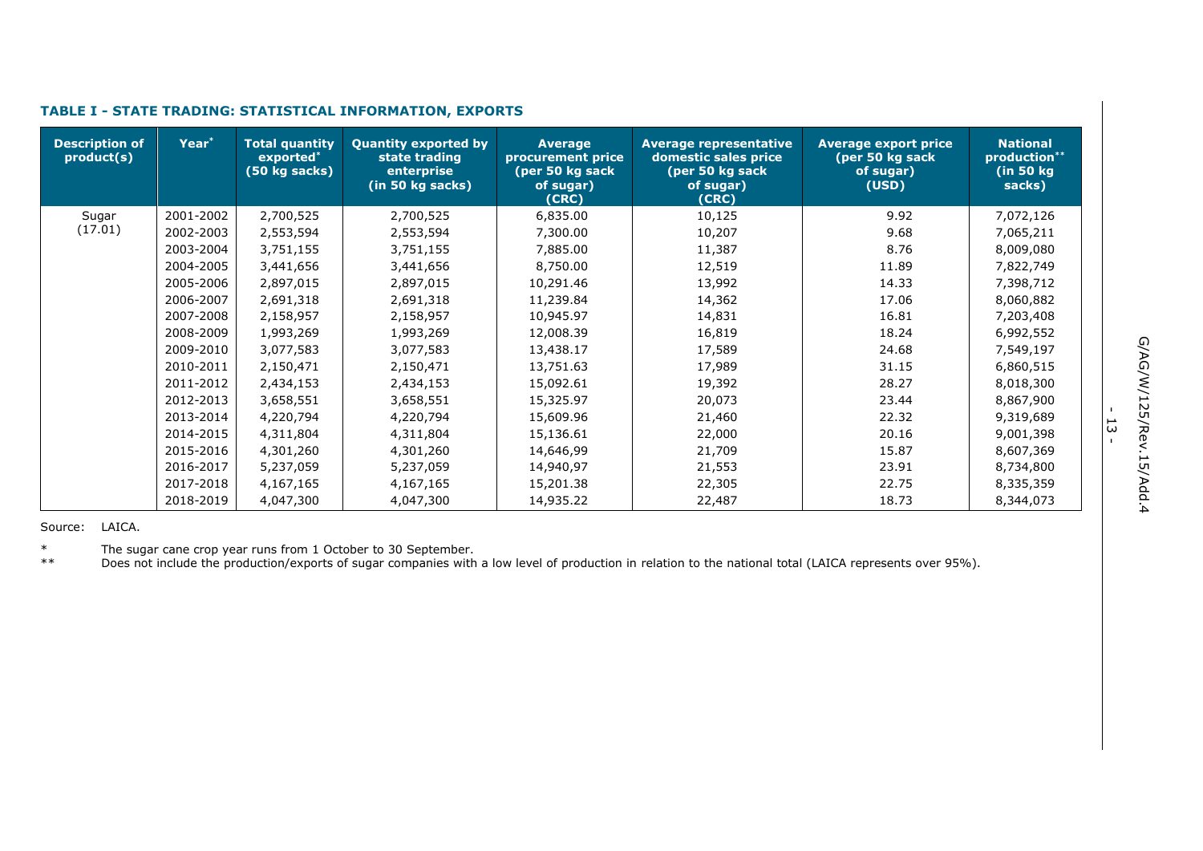### TABLE I - STATE TRADING: STATISTICAL INFORMATION, EXPORTS

| Description of product(s) | Year* | Total quantity exported* (50 kg sacks) | Quantity exported by state trading enterprise (in 50 kg sacks) | Average procurement price (per 50 kg sack of sugar) (CRC) | Average representative domestic sales price (per 50 kg sack of sugar) (CRC) | Average export price (per 50 kg sack of sugar) (USD) | National production** (in 50 kg sacks) |
|---|---|---|---|---|---|---|---|
| Sugar (17.01) | 2001-2002 | 2,700,525 | 2,700,525 | 6,835.00 | 10,125 | 9.92 | 7,072,126 |
| | 2002-2003 | 2,553,594 | 2,553,594 | 7,300.00 | 10,207 | 9.68 | 7,065,211 |
| | 2003-2004 | 3,751,155 | 3,751,155 | 7,885.00 | 11,387 | 8.76 | 8,009,080 |
| | 2004-2005 | 3,441,656 | 3,441,656 | 8,750.00 | 12,519 | 11.89 | 7,822,749 |
| | 2005-2006 | 2,897,015 | 2,897,015 | 10,291.46 | 13,992 | 14.33 | 7,398,712 |
| | 2006-2007 | 2,691,318 | 2,691,318 | 11,239.84 | 14,362 | 17.06 | 8,060,882 |
| | 2007-2008 | 2,158,957 | 2,158,957 | 10,945.97 | 14,831 | 16.81 | 7,203,408 |
| | 2008-2009 | 1,993,269 | 1,993,269 | 12,008.39 | 16,819 | 18.24 | 6,992,552 |
| | 2009-2010 | 3,077,583 | 3,077,583 | 13,438.17 | 17,589 | 24.68 | 7,549,197 |
| | 2010-2011 | 2,150,471 | 2,150,471 | 13,751.63 | 17,989 | 31.15 | 6,860,515 |
| | 2011-2012 | 2,434,153 | 2,434,153 | 15,092.61 | 19,392 | 28.27 | 8,018,300 |
| | 2012-2013 | 3,658,551 | 3,658,551 | 15,325.97 | 20,073 | 23.44 | 8,867,900 |
| | 2013-2014 | 4,220,794 | 4,220,794 | 15,609.96 | 21,460 | 22.32 | 9,319,689 |
| | 2014-2015 | 4,311,804 | 4,311,804 | 15,136.61 | 22,000 | 20.16 | 9,001,398 |
| | 2015-2016 | 4,301,260 | 4,301,260 | 14,646,99 | 21,709 | 15.87 | 8,607,369 |
| | 2016-2017 | 5,237,059 | 5,237,059 | 14,940,97 | 21,553 | 23.91 | 8,734,800 |
| | 2017-2018 | 4,167,165 | 4,167,165 | 15,201.38 | 22,305 | 22.75 | 8,335,359 |
| | 2018-2019 | 4,047,300 | 4,047,300 | 14,935.22 | 22,487 | 18.73 | 8,344,073 |

Source: LAICA.

\* The sugar cane crop year runs from 1 October to 30 September.

\*\* Does not include the production/exports of sugar companies with a low level of production in relation to the national total (LAICA represents over 95%).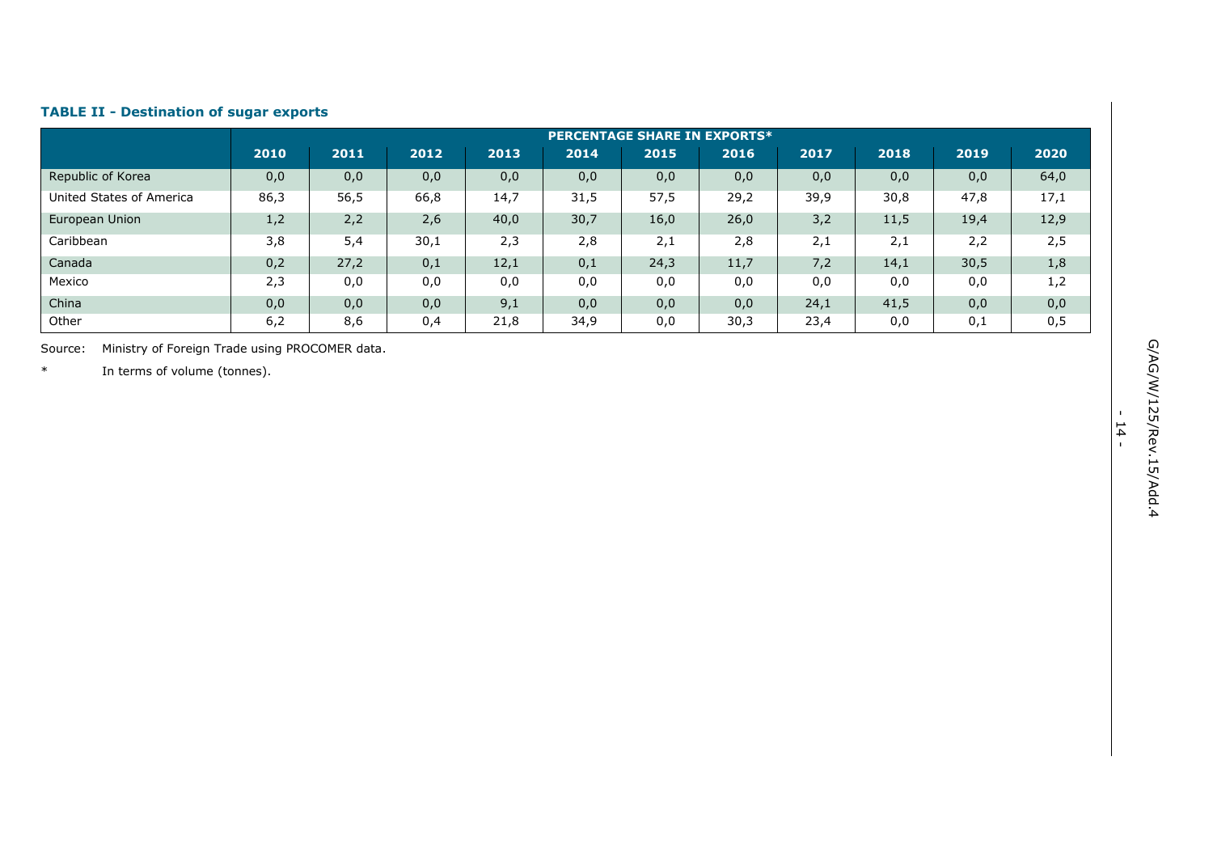**TABLE II - Destination of sugar exports**

| | PERCENTAGE SHARE IN EXPORTS* | | | | | | | | | | |
|---|---|---|---|---|---|---|---|---|---|---|---|
| | 2010 | 2011 | 2012 | 2013 | 2014 | 2015 | 2016 | 2017 | 2018 | 2019 | 2020 |
| Republic of Korea | 0,0 | 0,0 | 0,0 | 0,0 | 0,0 | 0,0 | 0,0 | 0,0 | 0,0 | 0,0 | 64,0 |
| United States of America | 86,3 | 56,5 | 66,8 | 14,7 | 31,5 | 57,5 | 29,2 | 39,9 | 30,8 | 47,8 | 17,1 |
| European Union | 1,2 | 2,2 | 2,6 | 40,0 | 30,7 | 16,0 | 26,0 | 3,2 | 11,5 | 19,4 | 12,9 |
| Caribbean | 3,8 | 5,4 | 30,1 | 2,3 | 2,8 | 2,1 | 2,8 | 2,1 | 2,1 | 2,2 | 2,5 |
| Canada | 0,2 | 27,2 | 0,1 | 12,1 | 0,1 | 24,3 | 11,7 | 7,2 | 14,1 | 30,5 | 1,8 |
| Mexico | 2,3 | 0,0 | 0,0 | 0,0 | 0,0 | 0,0 | 0,0 | 0,0 | 0,0 | 0,0 | 1,2 |
| China | 0,0 | 0,0 | 0,0 | 9,1 | 0,0 | 0,0 | 0,0 | 24,1 | 41,5 | 0,0 | 0,0 |
| Other | 6,2 | 8,6 | 0,4 | 21,8 | 34,9 | 0,0 | 30,3 | 23,4 | 0,0 | 0,1 | 0,5 |

Source: Ministry of Foreign Trade using PROCOMER data.

* In terms of volume (tonnes).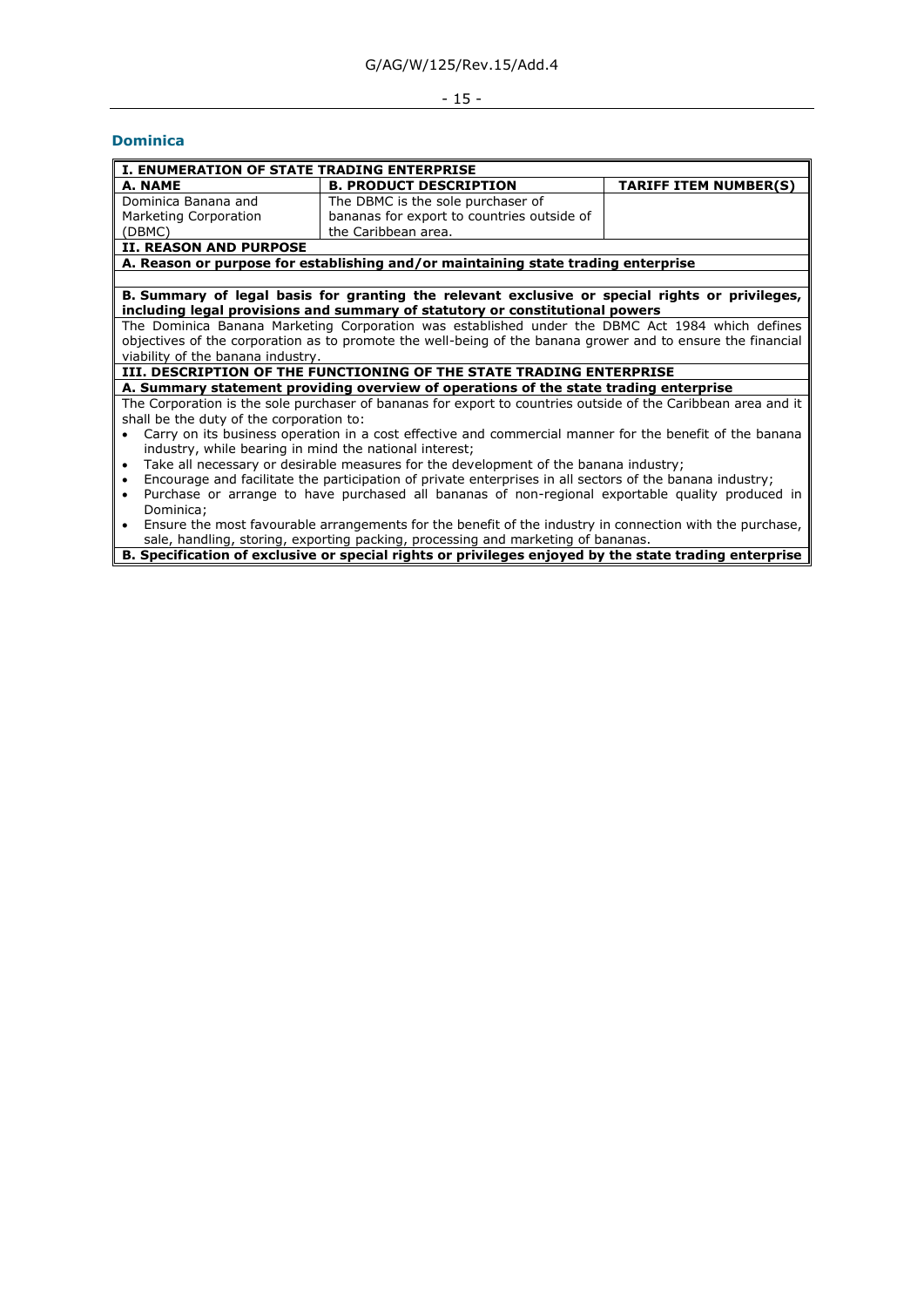## Dominica

| I. ENUMERATION OF STATE TRADING ENTERPRISE | | |
|---|---|---|
| **A. NAME** | **B. PRODUCT DESCRIPTION** | **TARIFF ITEM NUMBER(S)** |
| Dominica Banana and Marketing Corporation (DBMC) | The DBMC is the sole purchaser of bananas for export to countries outside of the Caribbean area. | |

**II. REASON AND PURPOSE**

**A. Reason or purpose for establishing and/or maintaining state trading enterprise**

**B. Summary of legal basis for granting the relevant exclusive or special rights or privileges, including legal provisions and summary of statutory or constitutional powers**

The Dominica Banana Marketing Corporation was established under the DBMC Act 1984 which defines objectives of the corporation as to promote the well-being of the banana grower and to ensure the financial viability of the banana industry.

**III. DESCRIPTION OF THE FUNCTIONING OF THE STATE TRADING ENTERPRISE**

**A. Summary statement providing overview of operations of the state trading enterprise**

The Corporation is the sole purchaser of bananas for export to countries outside of the Caribbean area and it shall be the duty of the corporation to:

- Carry on its business operation in a cost effective and commercial manner for the benefit of the banana industry, while bearing in mind the national interest;
- Take all necessary or desirable measures for the development of the banana industry;
- Encourage and facilitate the participation of private enterprises in all sectors of the banana industry;
- Purchase or arrange to have purchased all bananas of non-regional exportable quality produced in Dominica;
- Ensure the most favourable arrangements for the benefit of the industry in connection with the purchase, sale, handling, storing, exporting packing, processing and marketing of bananas.

**B. Specification of exclusive or special rights or privileges enjoyed by the state trading enterprise**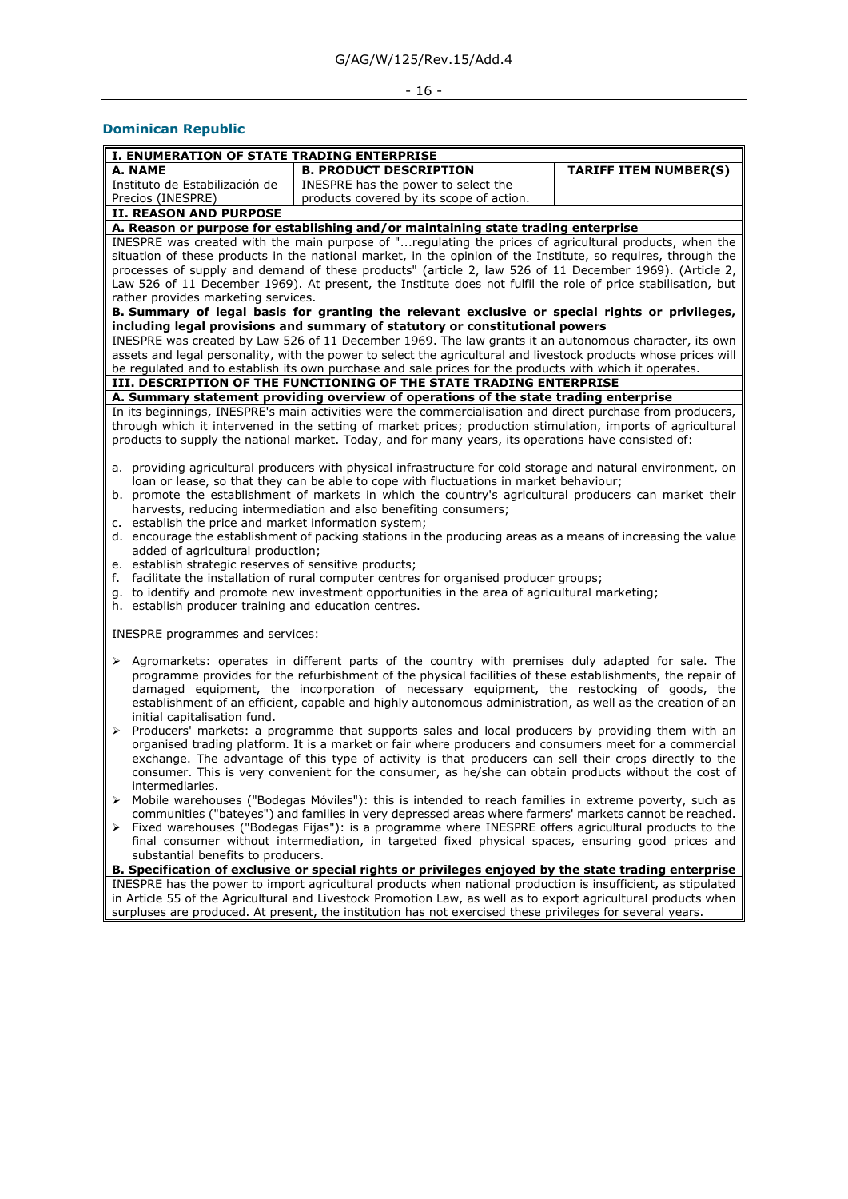## Dominican Republic

| I. ENUMERATION OF STATE TRADING ENTERPRISE | | |
|---|---|---|
| **A. NAME** | **B. PRODUCT DESCRIPTION** | **TARIFF ITEM NUMBER(S)** |
| Instituto de Estabilización de Precios (INESPRE) | INESPRE has the power to select the products covered by its scope of action. | |

**II. REASON AND PURPOSE**

**A. Reason or purpose for establishing and/or maintaining state trading enterprise**

INESPRE was created with the main purpose of "...regulating the prices of agricultural products, when the situation of these products in the national market, in the opinion of the Institute, so requires, through the processes of supply and demand of these products" (article 2, law 526 of 11 December 1969). (Article 2, Law 526 of 11 December 1969). At present, the Institute does not fulfil the role of price stabilisation, but rather provides marketing services.

**B. Summary of legal basis for granting the relevant exclusive or special rights or privileges, including legal provisions and summary of statutory or constitutional powers**

INESPRE was created by Law 526 of 11 December 1969. The law grants it an autonomous character, its own assets and legal personality, with the power to select the agricultural and livestock products whose prices will be regulated and to establish its own purchase and sale prices for the products with which it operates.

**III. DESCRIPTION OF THE FUNCTIONING OF THE STATE TRADING ENTERPRISE**

**A. Summary statement providing overview of operations of the state trading enterprise**

In its beginnings, INESPRE's main activities were the commercialisation and direct purchase from producers, through which it intervened in the setting of market prices; production stimulation, imports of agricultural products to supply the national market. Today, and for many years, its operations have consisted of:

a. providing agricultural producers with physical infrastructure for cold storage and natural environment, on loan or lease, so that they can be able to cope with fluctuations in market behaviour;
b. promote the establishment of markets in which the country's agricultural producers can market their harvests, reducing intermediation and also benefiting consumers;
c. establish the price and market information system;
d. encourage the establishment of packing stations in the producing areas as a means of increasing the value added of agricultural production;
e. establish strategic reserves of sensitive products;
f. facilitate the installation of rural computer centres for organised producer groups;
g. to identify and promote new investment opportunities in the area of agricultural marketing;
h. establish producer training and education centres.

INESPRE programmes and services:

- Agromarkets: operates in different parts of the country with premises duly adapted for sale. The programme provides for the refurbishment of the physical facilities of these establishments, the repair of damaged equipment, the incorporation of necessary equipment, the restocking of goods, the establishment of an efficient, capable and highly autonomous administration, as well as the creation of an initial capitalisation fund.
- Producers' markets: a programme that supports sales and local producers by providing them with an organised trading platform. It is a market or fair where producers and consumers meet for a commercial exchange. The advantage of this type of activity is that producers can sell their crops directly to the consumer. This is very convenient for the consumer, as he/she can obtain products without the cost of intermediaries.
- Mobile warehouses ("Bodegas Móviles"): this is intended to reach families in extreme poverty, such as communities ("bateyes") and families in very depressed areas where farmers' markets cannot be reached.
- Fixed warehouses ("Bodegas Fijas"): is a programme where INESPRE offers agricultural products to the final consumer without intermediation, in targeted fixed physical spaces, ensuring good prices and substantial benefits to producers.

**B. Specification of exclusive or special rights or privileges enjoyed by the state trading enterprise**

INESPRE has the power to import agricultural products when national production is insufficient, as stipulated in Article 55 of the Agricultural and Livestock Promotion Law, as well as to export agricultural products when surpluses are produced. At present, the institution has not exercised these privileges for several years.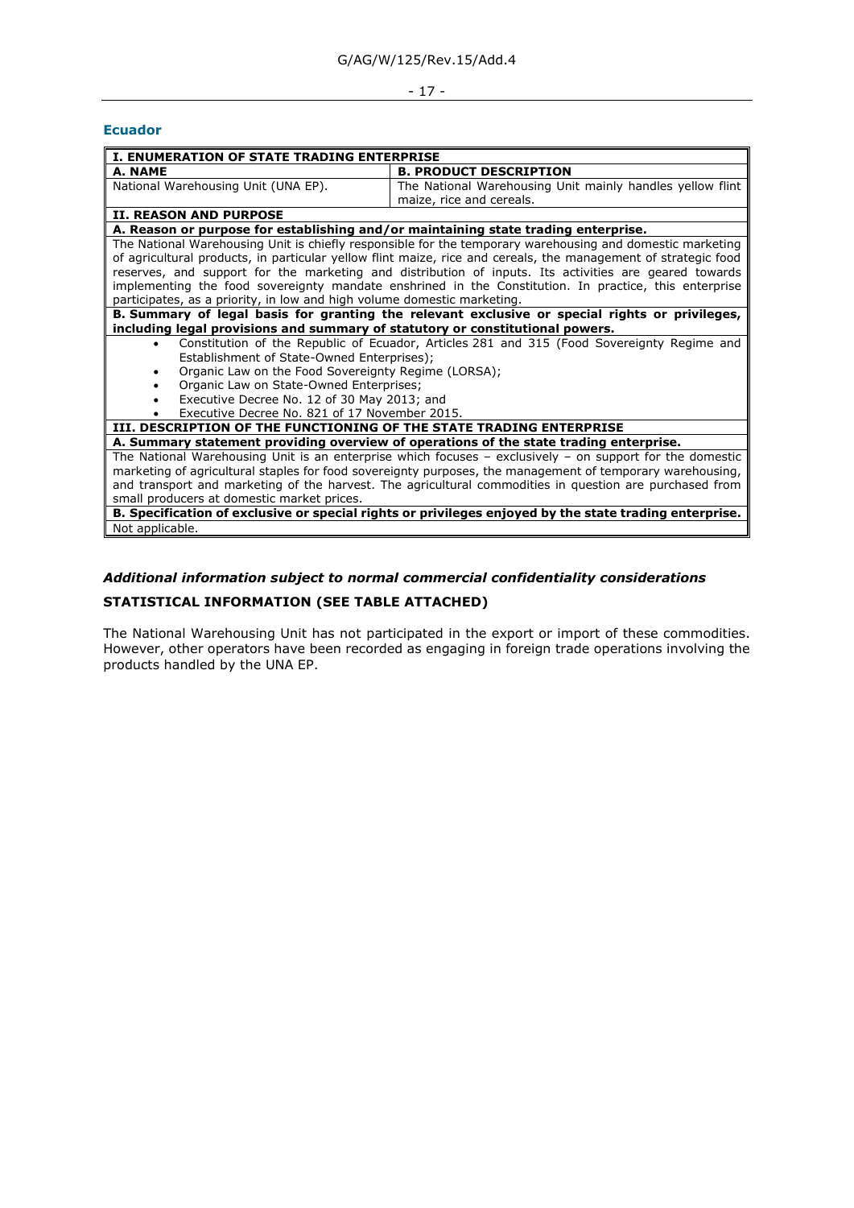## Ecuador

| I. ENUMERATION OF STATE TRADING ENTERPRISE | |
|---|---|
| **A. NAME** | **B. PRODUCT DESCRIPTION** |
| National Warehousing Unit (UNA EP). | The National Warehousing Unit mainly handles yellow flint maize, rice and cereals. |
| **II. REASON AND PURPOSE** | |
| **A. Reason or purpose for establishing and/or maintaining state trading enterprise.** | |
| The National Warehousing Unit is chiefly responsible for the temporary warehousing and domestic marketing of agricultural products, in particular yellow flint maize, rice and cereals, the management of strategic food reserves, and support for the marketing and distribution of inputs. Its activities are geared towards implementing the food sovereignty mandate enshrined in the Constitution. In practice, this enterprise participates, as a priority, in low and high volume domestic marketing. | |
| **B. Summary of legal basis for granting the relevant exclusive or special rights or privileges, including legal provisions and summary of statutory or constitutional powers.** | |
| • Constitution of the Republic of Ecuador, Articles 281 and 315 (Food Sovereignty Regime and Establishment of State-Owned Enterprises);<br>• Organic Law on the Food Sovereignty Regime (LORSA);<br>• Organic Law on State-Owned Enterprises;<br>• Executive Decree No. 12 of 30 May 2013; and<br>• Executive Decree No. 821 of 17 November 2015. | |
| **III. DESCRIPTION OF THE FUNCTIONING OF THE STATE TRADING ENTERPRISE** | |
| **A. Summary statement providing overview of operations of the state trading enterprise.** | |
| The National Warehousing Unit is an enterprise which focuses – exclusively – on support for the domestic marketing of agricultural staples for food sovereignty purposes, the management of temporary warehousing, and transport and marketing of the harvest. The agricultural commodities in question are purchased from small producers at domestic market prices. | |
| **B. Specification of exclusive or special rights or privileges enjoyed by the state trading enterprise.** | |
| Not applicable. | |

### *Additional information subject to normal commercial confidentiality considerations*

### STATISTICAL INFORMATION (SEE TABLE ATTACHED)

The National Warehousing Unit has not participated in the export or import of these commodities. However, other operators have been recorded as engaging in foreign trade operations involving the products handled by the UNA EP.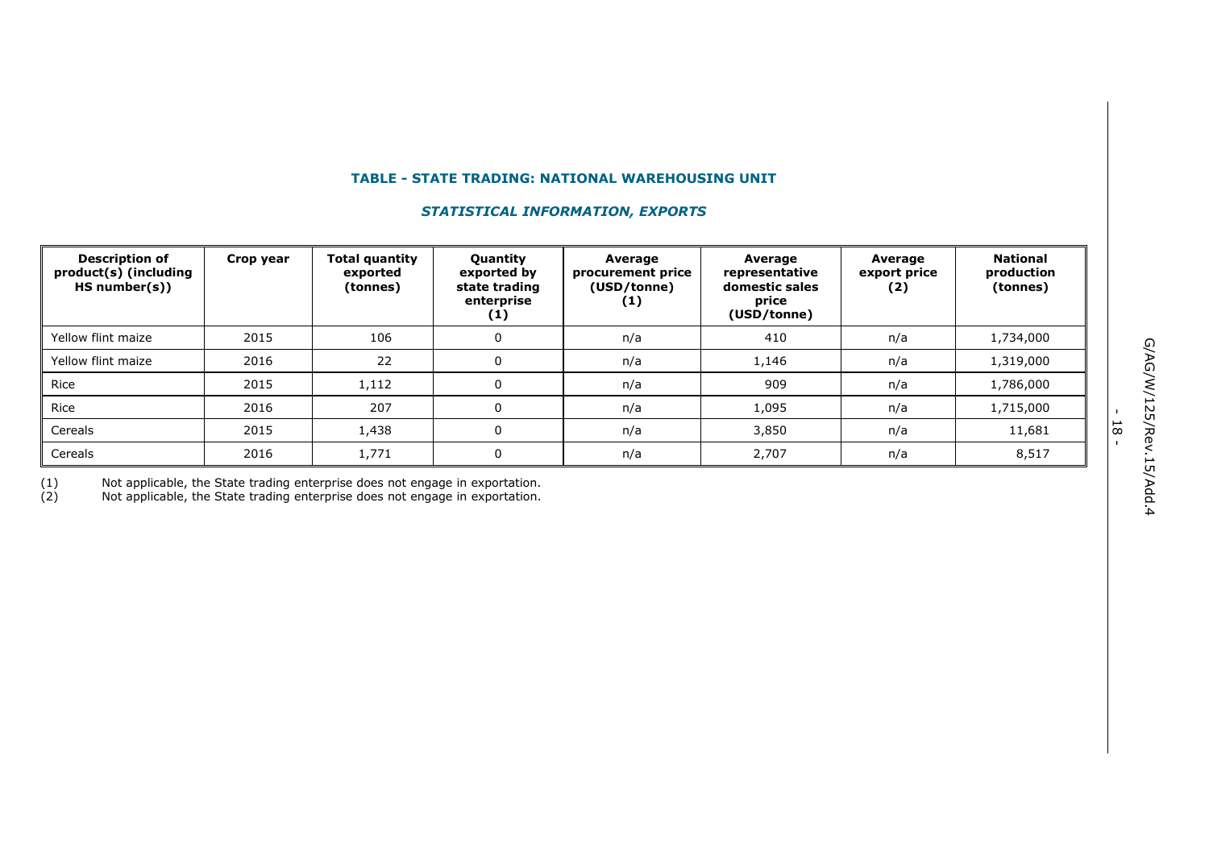## TABLE - STATE TRADING: NATIONAL WAREHOUSING UNIT

### *STATISTICAL INFORMATION, EXPORTS*

| Description of product(s) (including HS number(s)) | Crop year | Total quantity exported (tonnes) | Quantity exported by state trading enterprise (1) | Average procurement price (USD/tonne) (1) | Average representative domestic sales price (USD/tonne) | Average export price (2) | National production (tonnes) |
|---|---|---|---|---|---|---|---|
| Yellow flint maize | 2015 | 106 | 0 | n/a | 410 | n/a | 1,734,000 |
| Yellow flint maize | 2016 | 22 | 0 | n/a | 1,146 | n/a | 1,319,000 |
| Rice | 2015 | 1,112 | 0 | n/a | 909 | n/a | 1,786,000 |
| Rice | 2016 | 207 | 0 | n/a | 1,095 | n/a | 1,715,000 |
| Cereals | 2015 | 1,438 | 0 | n/a | 3,850 | n/a | 11,681 |
| Cereals | 2016 | 1,771 | 0 | n/a | 2,707 | n/a | 8,517 |

(1) Not applicable, the State trading enterprise does not engage in exportation.
(2) Not applicable, the State trading enterprise does not engage in exportation.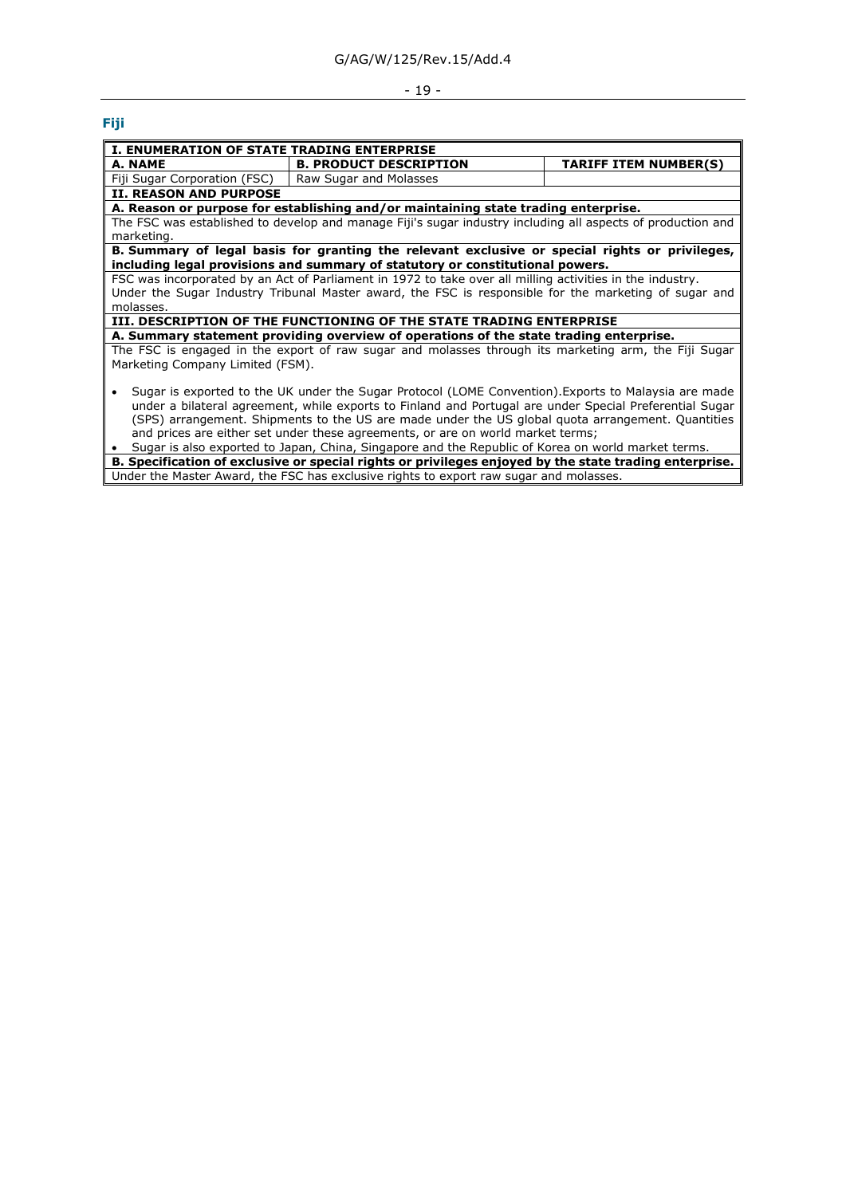## Fiji

| I. ENUMERATION OF STATE TRADING ENTERPRISE | | |
|---|---|---|
| **A. NAME** | **B. PRODUCT DESCRIPTION** | **TARIFF ITEM NUMBER(S)** |
| Fiji Sugar Corporation (FSC) | Raw Sugar and Molasses | |
| **II. REASON AND PURPOSE** | | |
| **A. Reason or purpose for establishing and/or maintaining state trading enterprise.** | | |
| The FSC was established to develop and manage Fiji's sugar industry including all aspects of production and marketing. | | |
| **B. Summary of legal basis for granting the relevant exclusive or special rights or privileges, including legal provisions and summary of statutory or constitutional powers.** | | |
| FSC was incorporated by an Act of Parliament in 1972 to take over all milling activities in the industry. Under the Sugar Industry Tribunal Master award, the FSC is responsible for the marketing of sugar and molasses. | | |
| **III. DESCRIPTION OF THE FUNCTIONING OF THE STATE TRADING ENTERPRISE** | | |
| **A. Summary statement providing overview of operations of the state trading enterprise.** | | |
| The FSC is engaged in the export of raw sugar and molasses through its marketing arm, the Fiji Sugar Marketing Company Limited (FSM).<br><br>• Sugar is exported to the UK under the Sugar Protocol (LOME Convention).Exports to Malaysia are made under a bilateral agreement, while exports to Finland and Portugal are under Special Preferential Sugar (SPS) arrangement. Shipments to the US are made under the US global quota arrangement. Quantities and prices are either set under these agreements, or are on world market terms;<br>• Sugar is also exported to Japan, China, Singapore and the Republic of Korea on world market terms. | | |
| **B. Specification of exclusive or special rights or privileges enjoyed by the state trading enterprise.** | | |
| Under the Master Award, the FSC has exclusive rights to export raw sugar and molasses. | | |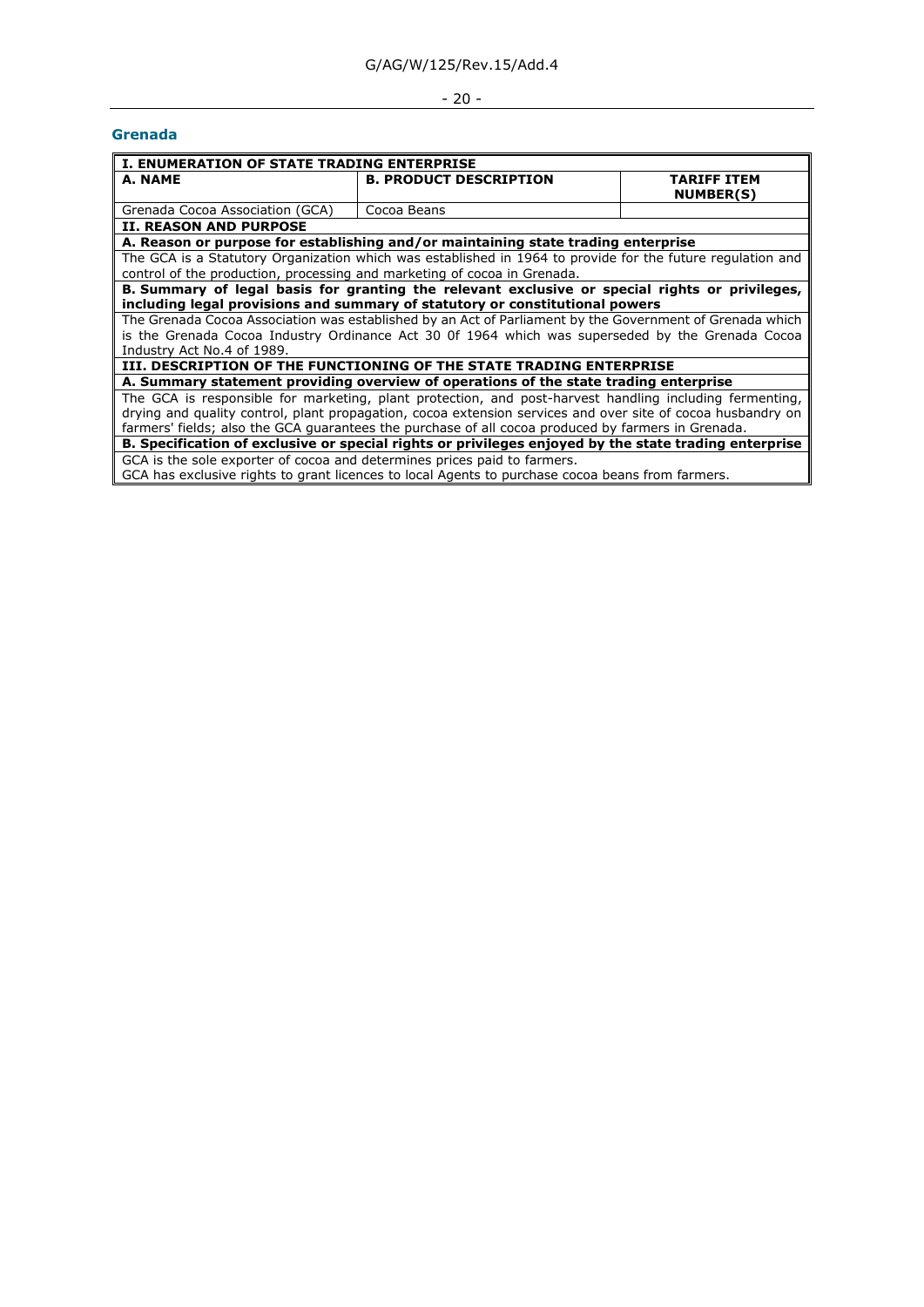## Grenada

| I. ENUMERATION OF STATE TRADING ENTERPRISE | | |
|---|---|---|
| **A. NAME** | **B. PRODUCT DESCRIPTION** | **TARIFF ITEM NUMBER(S)** |
| Grenada Cocoa Association (GCA) | Cocoa Beans | |
| **II. REASON AND PURPOSE** | | |
| **A. Reason or purpose for establishing and/or maintaining state trading enterprise** | | |
| The GCA is a Statutory Organization which was established in 1964 to provide for the future regulation and control of the production, processing and marketing of cocoa in Grenada. | | |
| **B. Summary of legal basis for granting the relevant exclusive or special rights or privileges, including legal provisions and summary of statutory or constitutional powers** | | |
| The Grenada Cocoa Association was established by an Act of Parliament by the Government of Grenada which is the Grenada Cocoa Industry Ordinance Act 30 0f 1964 which was superseded by the Grenada Cocoa Industry Act No.4 of 1989. | | |
| **III. DESCRIPTION OF THE FUNCTIONING OF THE STATE TRADING ENTERPRISE** | | |
| **A. Summary statement providing overview of operations of the state trading enterprise** | | |
| The GCA is responsible for marketing, plant protection, and post-harvest handling including fermenting, drying and quality control, plant propagation, cocoa extension services and over site of cocoa husbandry on farmers' fields; also the GCA guarantees the purchase of all cocoa produced by farmers in Grenada. | | |
| **B. Specification of exclusive or special rights or privileges enjoyed by the state trading enterprise** | | |
| GCA is the sole exporter of cocoa and determines prices paid to farmers.<br>GCA has exclusive rights to grant licences to local Agents to purchase cocoa beans from farmers. | | |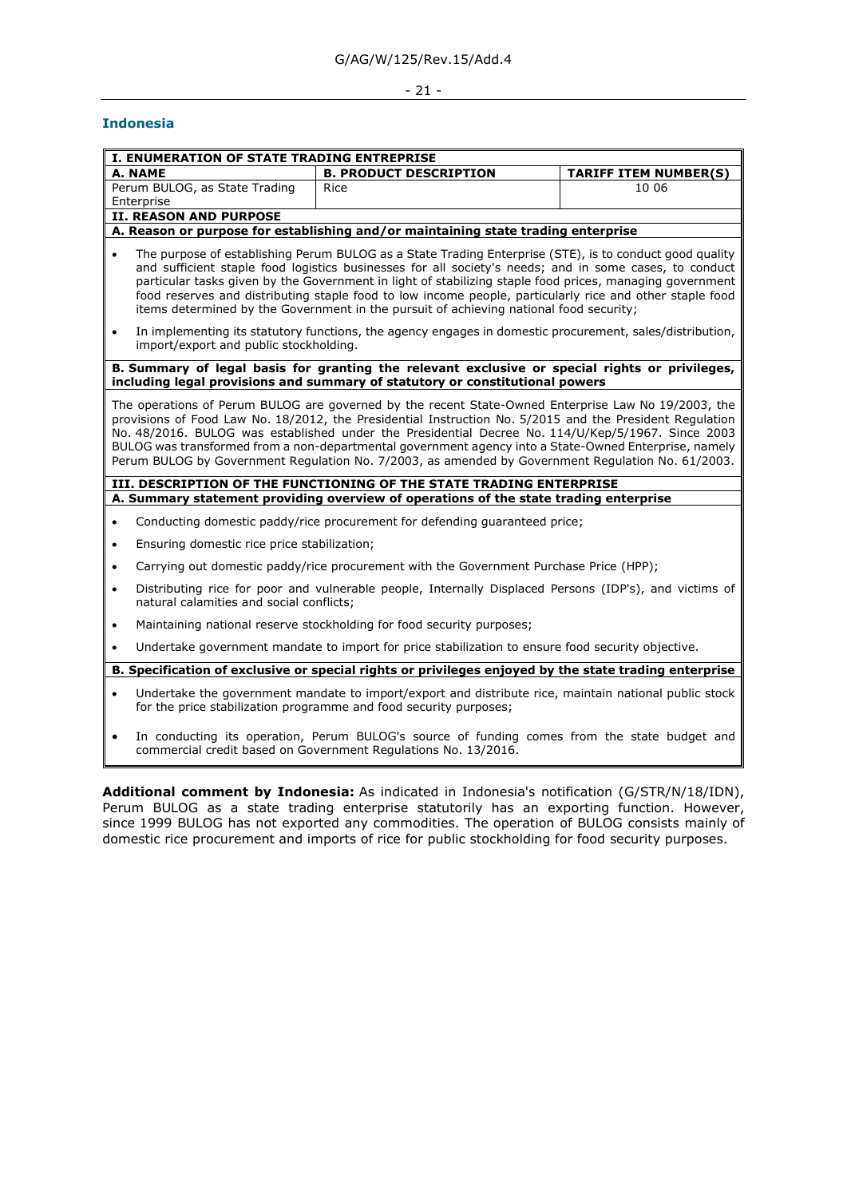## Indonesia

| I. ENUMERATION OF STATE TRADING ENTREPRISE | | |
|---|---|---|
| **A. NAME** | **B. PRODUCT DESCRIPTION** | **TARIFF ITEM NUMBER(S)** |
| Perum BULOG, as State Trading Enterprise | Rice | 10 06 |

**II. REASON AND PURPOSE**

**A. Reason or purpose for establishing and/or maintaining state trading enterprise**

- The purpose of establishing Perum BULOG as a State Trading Enterprise (STE), is to conduct good quality and sufficient staple food logistics businesses for all society's needs; and in some cases, to conduct particular tasks given by the Government in light of stabilizing staple food prices, managing government food reserves and distributing staple food to low income people, particularly rice and other staple food items determined by the Government in the pursuit of achieving national food security;
- In implementing its statutory functions, the agency engages in domestic procurement, sales/distribution, import/export and public stockholding.

**B. Summary of legal basis for granting the relevant exclusive or special rights or privileges, including legal provisions and summary of statutory or constitutional powers**

The operations of Perum BULOG are governed by the recent State-Owned Enterprise Law No 19/2003, the provisions of Food Law No. 18/2012, the Presidential Instruction No. 5/2015 and the President Regulation No. 48/2016. BULOG was established under the Presidential Decree No. 114/U/Kep/5/1967. Since 2003 BULOG was transformed from a non-departmental government agency into a State-Owned Enterprise, namely Perum BULOG by Government Regulation No. 7/2003, as amended by Government Regulation No. 61/2003.

**III. DESCRIPTION OF THE FUNCTIONING OF THE STATE TRADING ENTERPRISE**

**A. Summary statement providing overview of operations of the state trading enterprise**

- Conducting domestic paddy/rice procurement for defending guaranteed price;
- Ensuring domestic rice price stabilization;
- Carrying out domestic paddy/rice procurement with the Government Purchase Price (HPP);
- Distributing rice for poor and vulnerable people, Internally Displaced Persons (IDP's), and victims of natural calamities and social conflicts;
- Maintaining national reserve stockholding for food security purposes;
- Undertake government mandate to import for price stabilization to ensure food security objective.

**B. Specification of exclusive or special rights or privileges enjoyed by the state trading enterprise**

- Undertake the government mandate to import/export and distribute rice, maintain national public stock for the price stabilization programme and food security purposes;
- In conducting its operation, Perum BULOG's source of funding comes from the state budget and commercial credit based on Government Regulations No. 13/2016.

**Additional comment by Indonesia:** As indicated in Indonesia's notification (G/STR/N/18/IDN), Perum BULOG as a state trading enterprise statutorily has an exporting function. However, since 1999 BULOG has not exported any commodities. The operation of BULOG consists mainly of domestic rice procurement and imports of rice for public stockholding for food security purposes.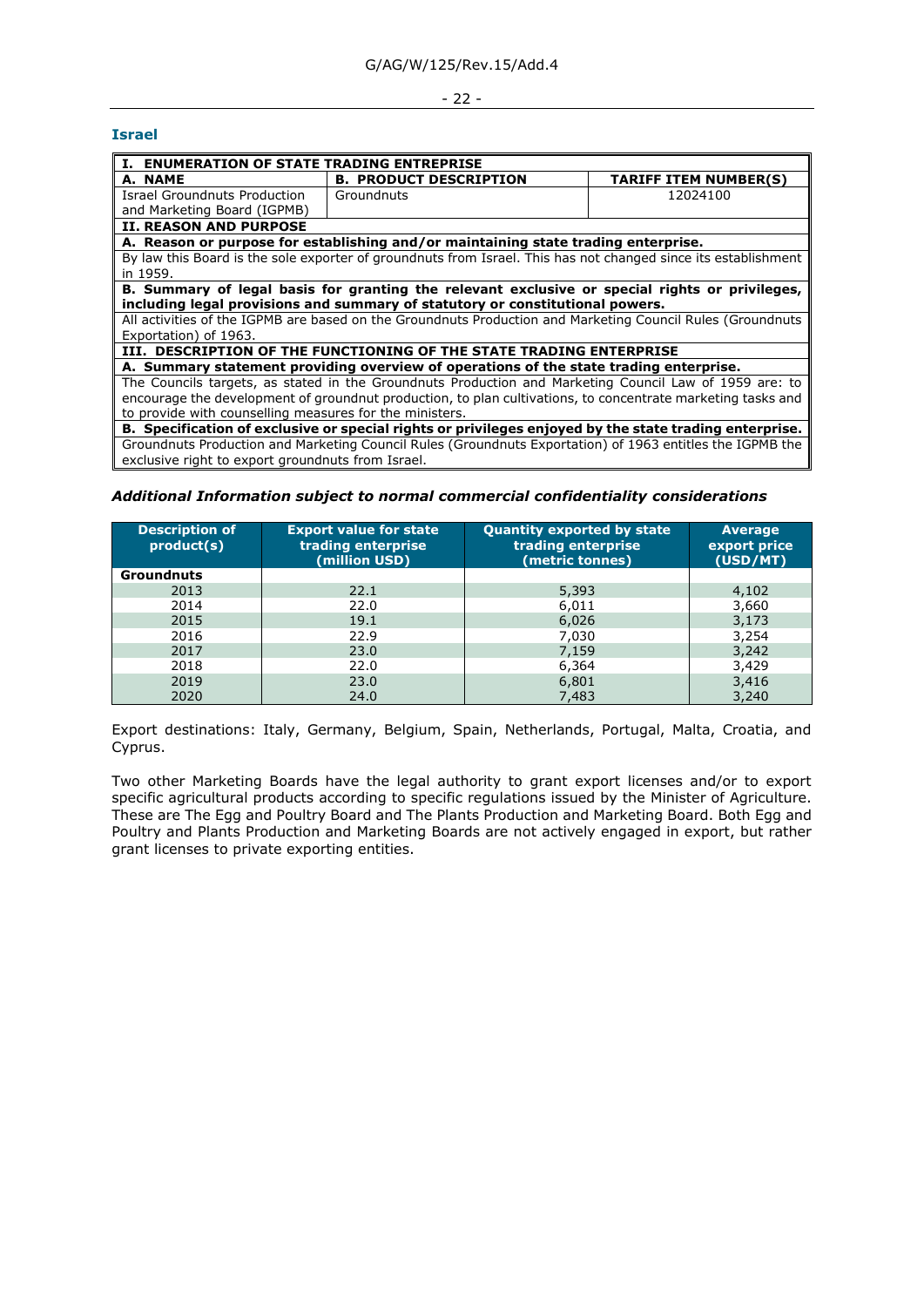## Israel

| I. ENUMERATION OF STATE TRADING ENTREPRISE | | |
|---|---|---|
| **A. NAME** | **B. PRODUCT DESCRIPTION** | **TARIFF ITEM NUMBER(S)** |
| Israel Groundnuts Production and Marketing Board (IGPMB) | Groundnuts | 12024100 |
| **II. REASON AND PURPOSE** | | |
| **A. Reason or purpose for establishing and/or maintaining state trading enterprise.** | | |
| By law this Board is the sole exporter of groundnuts from Israel. This has not changed since its establishment in 1959. | | |
| **B. Summary of legal basis for granting the relevant exclusive or special rights or privileges, including legal provisions and summary of statutory or constitutional powers.** | | |
| All activities of the IGPMB are based on the Groundnuts Production and Marketing Council Rules (Groundnuts Exportation) of 1963. | | |
| **III. DESCRIPTION OF THE FUNCTIONING OF THE STATE TRADING ENTERPRISE** | | |
| **A. Summary statement providing overview of operations of the state trading enterprise.** | | |
| The Councils targets, as stated in the Groundnuts Production and Marketing Council Law of 1959 are: to encourage the development of groundnut production, to plan cultivations, to concentrate marketing tasks and to provide with counselling measures for the ministers. | | |
| **B. Specification of exclusive or special rights or privileges enjoyed by the state trading enterprise.** | | |
| Groundnuts Production and Marketing Council Rules (Groundnuts Exportation) of 1963 entitles the IGPMB the exclusive right to export groundnuts from Israel. | | |

***Additional Information subject to normal commercial confidentiality considerations***

| Description of product(s) | Export value for state trading enterprise (million USD) | Quantity exported by state trading enterprise (metric tonnes) | Average export price (USD/MT) |
|---|---|---|---|
| **Groundnuts** | | | |
| 2013 | 22.1 | 5,393 | 4,102 |
| 2014 | 22.0 | 6,011 | 3,660 |
| 2015 | 19.1 | 6,026 | 3,173 |
| 2016 | 22.9 | 7,030 | 3,254 |
| 2017 | 23.0 | 7,159 | 3,242 |
| 2018 | 22.0 | 6,364 | 3,429 |
| 2019 | 23.0 | 6,801 | 3,416 |
| 2020 | 24.0 | 7,483 | 3,240 |

Export destinations: Italy, Germany, Belgium, Spain, Netherlands, Portugal, Malta, Croatia, and Cyprus.

Two other Marketing Boards have the legal authority to grant export licenses and/or to export specific agricultural products according to specific regulations issued by the Minister of Agriculture. These are The Egg and Poultry Board and The Plants Production and Marketing Board. Both Egg and Poultry and Plants Production and Marketing Boards are not actively engaged in export, but rather grant licenses to private exporting entities.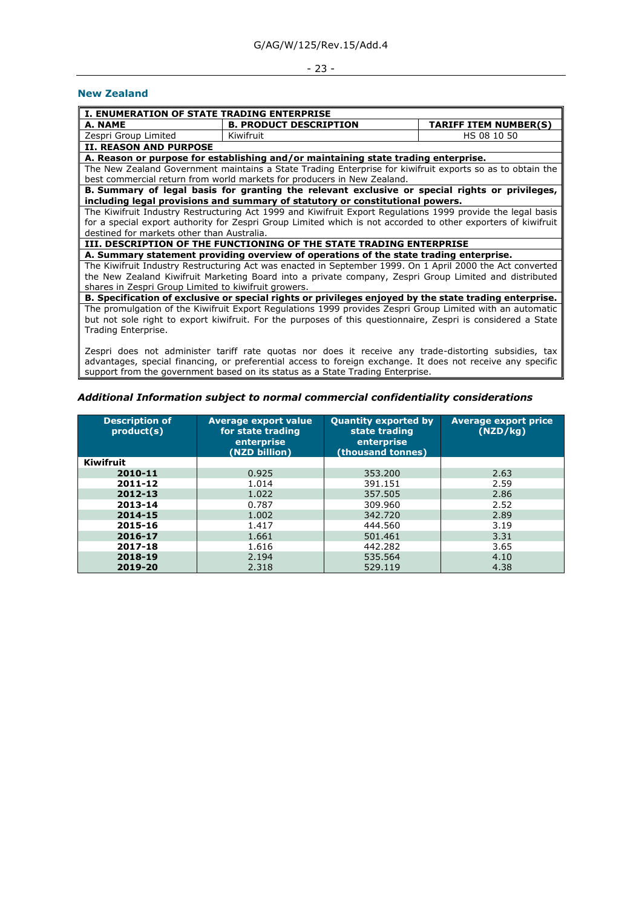## New Zealand

| I. ENUMERATION OF STATE TRADING ENTERPRISE | | |
|---|---|---|
| **A. NAME** | **B. PRODUCT DESCRIPTION** | **TARIFF ITEM NUMBER(S)** |
| Zespri Group Limited | Kiwifruit | HS 08 10 50 |
| **II. REASON AND PURPOSE** | | |
| **A. Reason or purpose for establishing and/or maintaining state trading enterprise.** | | |
| The New Zealand Government maintains a State Trading Enterprise for kiwifruit exports so as to obtain the best commercial return from world markets for producers in New Zealand. | | |
| **B. Summary of legal basis for granting the relevant exclusive or special rights or privileges, including legal provisions and summary of statutory or constitutional powers.** | | |
| The Kiwifruit Industry Restructuring Act 1999 and Kiwifruit Export Regulations 1999 provide the legal basis for a special export authority for Zespri Group Limited which is not accorded to other exporters of kiwifruit destined for markets other than Australia. | | |
| **III. DESCRIPTION OF THE FUNCTIONING OF THE STATE TRADING ENTERPRISE** | | |
| **A. Summary statement providing overview of operations of the state trading enterprise.** | | |
| The Kiwifruit Industry Restructuring Act was enacted in September 1999. On 1 April 2000 the Act converted the New Zealand Kiwifruit Marketing Board into a private company, Zespri Group Limited and distributed shares in Zespri Group Limited to kiwifruit growers. | | |
| **B. Specification of exclusive or special rights or privileges enjoyed by the state trading enterprise.** | | |
| The promulgation of the Kiwifruit Export Regulations 1999 provides Zespri Group Limited with an automatic but not sole right to export kiwifruit. For the purposes of this questionnaire, Zespri is considered a State Trading Enterprise.<br><br>Zespri does not administer tariff rate quotas nor does it receive any trade-distorting subsidies, tax advantages, special financing, or preferential access to foreign exchange. It does not receive any specific support from the government based on its status as a State Trading Enterprise. | | |

### *Additional Information subject to normal commercial confidentiality considerations*

| Description of product(s) | Average export value for state trading enterprise (NZD billion) | Quantity exported by state trading enterprise (thousand tonnes) | Average export price (NZD/kg) |
|---|---|---|---|
| **Kiwifruit** | | | |
| **2010-11** | 0.925 | 353.200 | 2.63 |
| **2011-12** | 1.014 | 391.151 | 2.59 |
| **2012-13** | 1.022 | 357.505 | 2.86 |
| **2013-14** | 0.787 | 309.960 | 2.52 |
| **2014-15** | 1.002 | 342.720 | 2.89 |
| **2015-16** | 1.417 | 444.560 | 3.19 |
| **2016-17** | 1.661 | 501.461 | 3.31 |
| **2017-18** | 1.616 | 442.282 | 3.65 |
| **2018-19** | 2.194 | 535.564 | 4.10 |
| **2019-20** | 2.318 | 529.119 | 4.38 |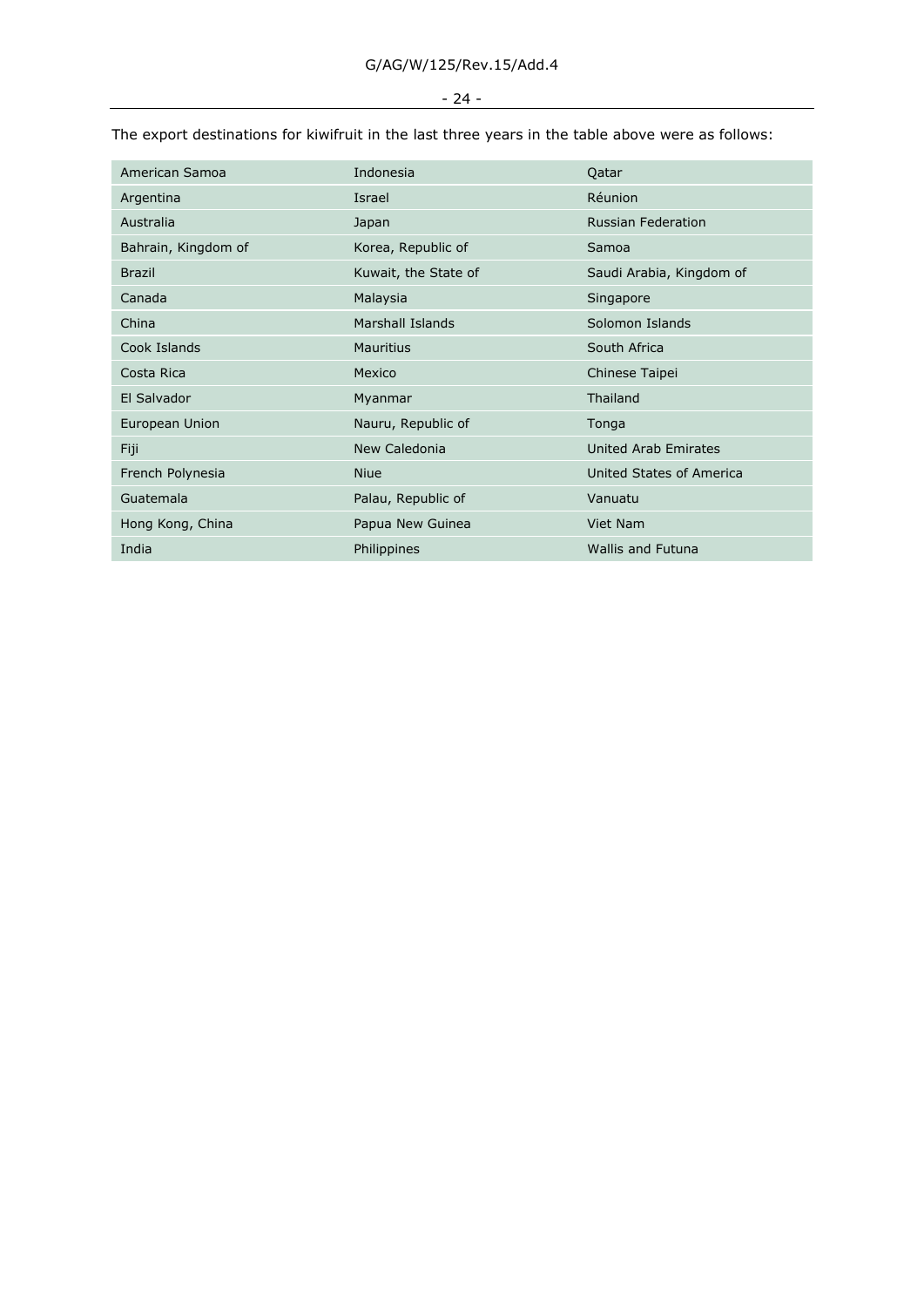The export destinations for kiwifruit in the last three years in the table above were as follows:

| | | |
|---|---|---|
| American Samoa | Indonesia | Qatar |
| Argentina | Israel | Réunion |
| Australia | Japan | Russian Federation |
| Bahrain, Kingdom of | Korea, Republic of | Samoa |
| Brazil | Kuwait, the State of | Saudi Arabia, Kingdom of |
| Canada | Malaysia | Singapore |
| China | Marshall Islands | Solomon Islands |
| Cook Islands | Mauritius | South Africa |
| Costa Rica | Mexico | Chinese Taipei |
| El Salvador | Myanmar | Thailand |
| European Union | Nauru, Republic of | Tonga |
| Fiji | New Caledonia | United Arab Emirates |
| French Polynesia | Niue | United States of America |
| Guatemala | Palau, Republic of | Vanuatu |
| Hong Kong, China | Papua New Guinea | Viet Nam |
| India | Philippines | Wallis and Futuna |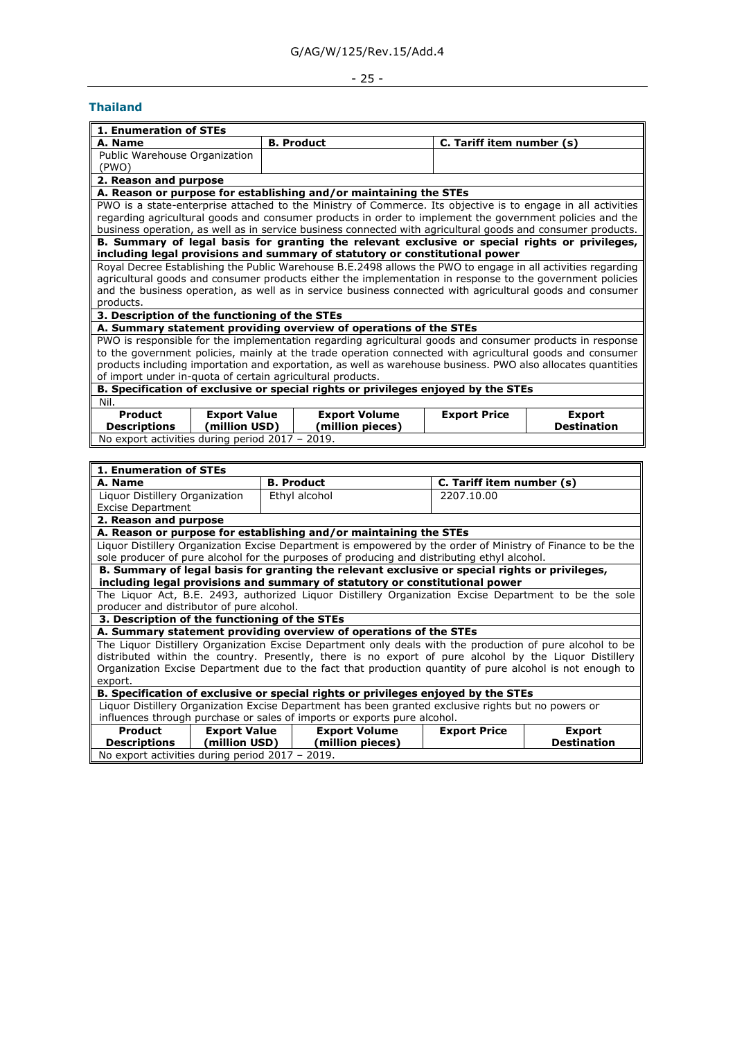## Thailand

| 1. Enumeration of STEs | | | | |
|---|---|---|---|---|
| **A. Name** | | **B. Product** | **C. Tariff item number (s)** | |
| Public Warehouse Organization (PWO) | | | | |
| **2. Reason and purpose** | | | | |
| **A. Reason or purpose for establishing and/or maintaining the STEs** | | | | |
| PWO is a state-enterprise attached to the Ministry of Commerce. Its objective is to engage in all activities regarding agricultural goods and consumer products in order to implement the government policies and the business operation, as well as in service business connected with agricultural goods and consumer products. | | | | |
| **B. Summary of legal basis for granting the relevant exclusive or special rights or privileges, including legal provisions and summary of statutory or constitutional power** | | | | |
| Royal Decree Establishing the Public Warehouse B.E.2498 allows the PWO to engage in all activities regarding agricultural goods and consumer products either the implementation in response to the government policies and the business operation, as well as in service business connected with agricultural goods and consumer products. | | | | |
| **3. Description of the functioning of the STEs** | | | | |
| **A. Summary statement providing overview of operations of the STEs** | | | | |
| PWO is responsible for the implementation regarding agricultural goods and consumer products in response to the government policies, mainly at the trade operation connected with agricultural goods and consumer products including importation and exportation, as well as warehouse business. PWO also allocates quantities of import under in-quota of certain agricultural products. | | | | |
| **B. Specification of exclusive or special rights or privileges enjoyed by the STEs** | | | | |
| Nil. | | | | |
| **Product Descriptions** | **Export Value (million USD)** | **Export Volume (million pieces)** | **Export Price** | **Export Destination** |
| No export activities during period 2017 – 2019. | | | | |

| 1. Enumeration of STEs | | | | |
|---|---|---|---|---|
| **A. Name** | | **B. Product** | **C. Tariff item number (s)** | |
| Liquor Distillery Organization Excise Department | | Ethyl alcohol | 2207.10.00 | |
| **2. Reason and purpose** | | | | |
| **A. Reason or purpose for establishing and/or maintaining the STEs** | | | | |
| Liquor Distillery Organization Excise Department is empowered by the order of Ministry of Finance to be the sole producer of pure alcohol for the purposes of producing and distributing ethyl alcohol. | | | | |
| **B. Summary of legal basis for granting the relevant exclusive or special rights or privileges, including legal provisions and summary of statutory or constitutional power** | | | | |
| The Liquor Act, B.E. 2493, authorized Liquor Distillery Organization Excise Department to be the sole producer and distributor of pure alcohol. | | | | |
| **3. Description of the functioning of the STEs** | | | | |
| **A. Summary statement providing overview of operations of the STEs** | | | | |
| The Liquor Distillery Organization Excise Department only deals with the production of pure alcohol to be distributed within the country. Presently, there is no export of pure alcohol by the Liquor Distillery Organization Excise Department due to the fact that production quantity of pure alcohol is not enough to export. | | | | |
| **B. Specification of exclusive or special rights or privileges enjoyed by the STEs** | | | | |
| Liquor Distillery Organization Excise Department has been granted exclusive rights but no powers or influences through purchase or sales of imports or exports pure alcohol. | | | | |
| **Product Descriptions** | **Export Value (million USD)** | **Export Volume (million pieces)** | **Export Price** | **Export Destination** |
| No export activities during period 2017 – 2019. | | | | |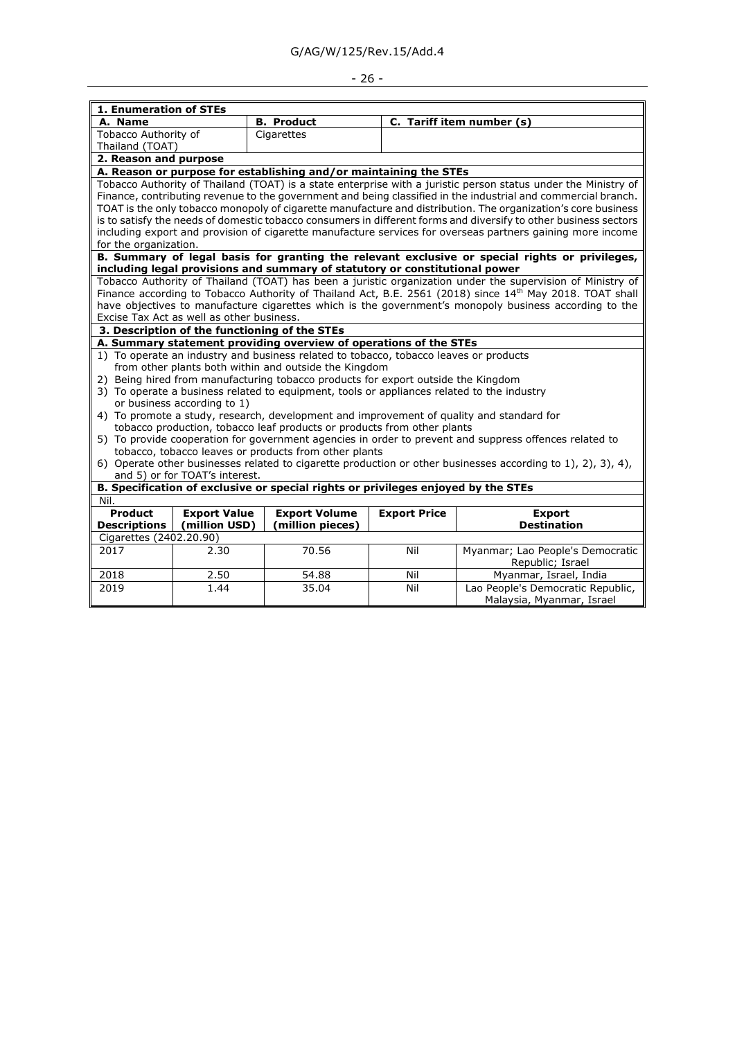| **1. Enumeration of STEs** | | | | |
|---|---|---|---|---|
| **A. Name** | | **B. Product** | **C. Tariff item number (s)** | |
| Tobacco Authority of Thailand (TOAT) | | Cigarettes | | |
| **2. Reason and purpose** | | | | |
| **A. Reason or purpose for establishing and/or maintaining the STEs** | | | | |
| Tobacco Authority of Thailand (TOAT) is a state enterprise with a juristic person status under the Ministry of Finance, contributing revenue to the government and being classified in the industrial and commercial branch. TOAT is the only tobacco monopoly of cigarette manufacture and distribution. The organization's core business is to satisfy the needs of domestic tobacco consumers in different forms and diversify to other business sectors including export and provision of cigarette manufacture services for overseas partners gaining more income for the organization. | | | | |
| **B. Summary of legal basis for granting the relevant exclusive or special rights or privileges, including legal provisions and summary of statutory or constitutional power** | | | | |
| Tobacco Authority of Thailand (TOAT) has been a juristic organization under the supervision of Ministry of Finance according to Tobacco Authority of Thailand Act, B.E. 2561 (2018) since 14th May 2018. TOAT shall have objectives to manufacture cigarettes which is the government's monopoly business according to the Excise Tax Act as well as other business. | | | | |
| **3. Description of the functioning of the STEs** | | | | |
| **A. Summary statement providing overview of operations of the STEs** | | | | |
| 1) To operate an industry and business related to tobacco, tobacco leaves or products from other plants both within and outside the Kingdom<br>2) Being hired from manufacturing tobacco products for export outside the Kingdom<br>3) To operate a business related to equipment, tools or appliances related to the industry or business according to 1)<br>4) To promote a study, research, development and improvement of quality and standard for tobacco production, tobacco leaf products or products from other plants<br>5) To provide cooperation for government agencies in order to prevent and suppress offences related to tobacco, tobacco leaves or products from other plants<br>6) Operate other businesses related to cigarette production or other businesses according to 1), 2), 3), 4), and 5) or for TOAT's interest. | | | | |
| **B. Specification of exclusive or special rights or privileges enjoyed by the STEs** | | | | |
| Nil. | | | | |
| **Product Descriptions** | **Export Value (million USD)** | **Export Volume (million pieces)** | **Export Price** | **Export Destination** |
| Cigarettes (2402.20.90) | | | | |
| 2017 | 2.30 | 70.56 | Nil | Myanmar; Lao People's Democratic Republic; Israel |
| 2018 | 2.50 | 54.88 | Nil | Myanmar, Israel, India |
| 2019 | 1.44 | 35.04 | Nil | Lao People's Democratic Republic, Malaysia, Myanmar, Israel |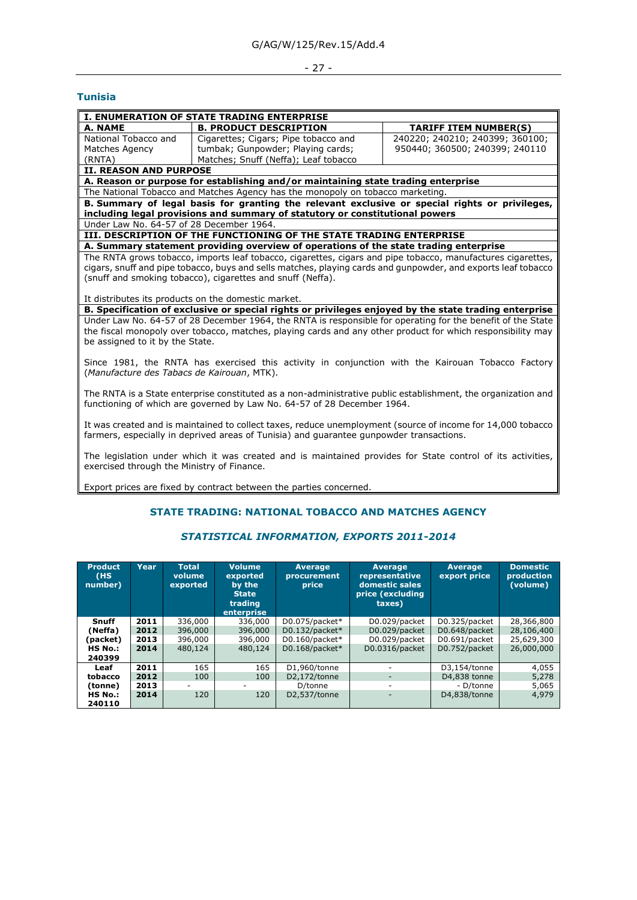## Tunisia

| I. ENUMERATION OF STATE TRADING ENTERPRISE | | |
|---|---|---|
| **A. NAME** | **B. PRODUCT DESCRIPTION** | **TARIFF ITEM NUMBER(S)** |
| National Tobacco and Matches Agency (RNTA) | Cigarettes; Cigars; Pipe tobacco and tumbak; Gunpowder; Playing cards; Matches; Snuff (Neffa); Leaf tobacco | 240220; 240210; 240399; 360100; 950440; 360500; 240399; 240110 |

**II. REASON AND PURPOSE**

**A. Reason or purpose for establishing and/or maintaining state trading enterprise**

The National Tobacco and Matches Agency has the monopoly on tobacco marketing.

**B. Summary of legal basis for granting the relevant exclusive or special rights or privileges, including legal provisions and summary of statutory or constitutional powers**

Under Law No. 64-57 of 28 December 1964.

**III. DESCRIPTION OF THE FUNCTIONING OF THE STATE TRADING ENTERPRISE**

**A. Summary statement providing overview of operations of the state trading enterprise**

The RNTA grows tobacco, imports leaf tobacco, cigarettes, cigars and pipe tobacco, manufactures cigarettes, cigars, snuff and pipe tobacco, buys and sells matches, playing cards and gunpowder, and exports leaf tobacco (snuff and smoking tobacco), cigarettes and snuff (Neffa).

It distributes its products on the domestic market.

**B. Specification of exclusive or special rights or privileges enjoyed by the state trading enterprise**

Under Law No. 64-57 of 28 December 1964, the RNTA is responsible for operating for the benefit of the State the fiscal monopoly over tobacco, matches, playing cards and any other product for which responsibility may be assigned to it by the State.

Since 1981, the RNTA has exercised this activity in conjunction with the Kairouan Tobacco Factory (*Manufacture des Tabacs de Kairouan*, MTK).

The RNTA is a State enterprise constituted as a non-administrative public establishment, the organization and functioning of which are governed by Law No. 64-57 of 28 December 1964.

It was created and is maintained to collect taxes, reduce unemployment (source of income for 14,000 tobacco farmers, especially in deprived areas of Tunisia) and guarantee gunpowder transactions.

The legislation under which it was created and is maintained provides for State control of its activities, exercised through the Ministry of Finance.

Export prices are fixed by contract between the parties concerned.

### STATE TRADING: NATIONAL TOBACCO AND MATCHES AGENCY

### *STATISTICAL INFORMATION, EXPORTS 2011-2014*

| Product (HS number) | Year | Total volume exported | Volume exported by the State trading enterprise | Average procurement price | Average representative domestic sales price (excluding taxes) | Average export price | Domestic production (volume) |
|---|---|---|---|---|---|---|---|
| **Snuff (Neffa) (packet) HS No.: 240399** | **2011** | 336,000 | 336,000 | D0.075/packet* | D0.029/packet | D0.325/packet | 28,366,800 |
| | **2012** | 396,000 | 396,000 | D0.132/packet* | D0.029/packet | D0.648/packet | 28,106,400 |
| | **2013** | 396,000 | 396,000 | D0.160/packet* | D0.029/packet | D0.691/packet | 25,629,300 |
| | **2014** | 480,124 | 480,124 | D0.168/packet* | D0.0316/packet | D0.752/packet | 26,000,000 |
| **Leaf tobacco (tonne) HS No.: 240110** | **2011** | 165 | 165 | D1,960/tonne | - | D3,154/tonne | 4,055 |
| | **2012** | 100 | 100 | D2,172/tonne | - | D4,838 tonne | 5,278 |
| | **2013** | - | - | D/tonne | - | - D/tonne | 5,065 |
| | **2014** | 120 | 120 | D2,537/tonne | - | D4,838/tonne | 4,979 |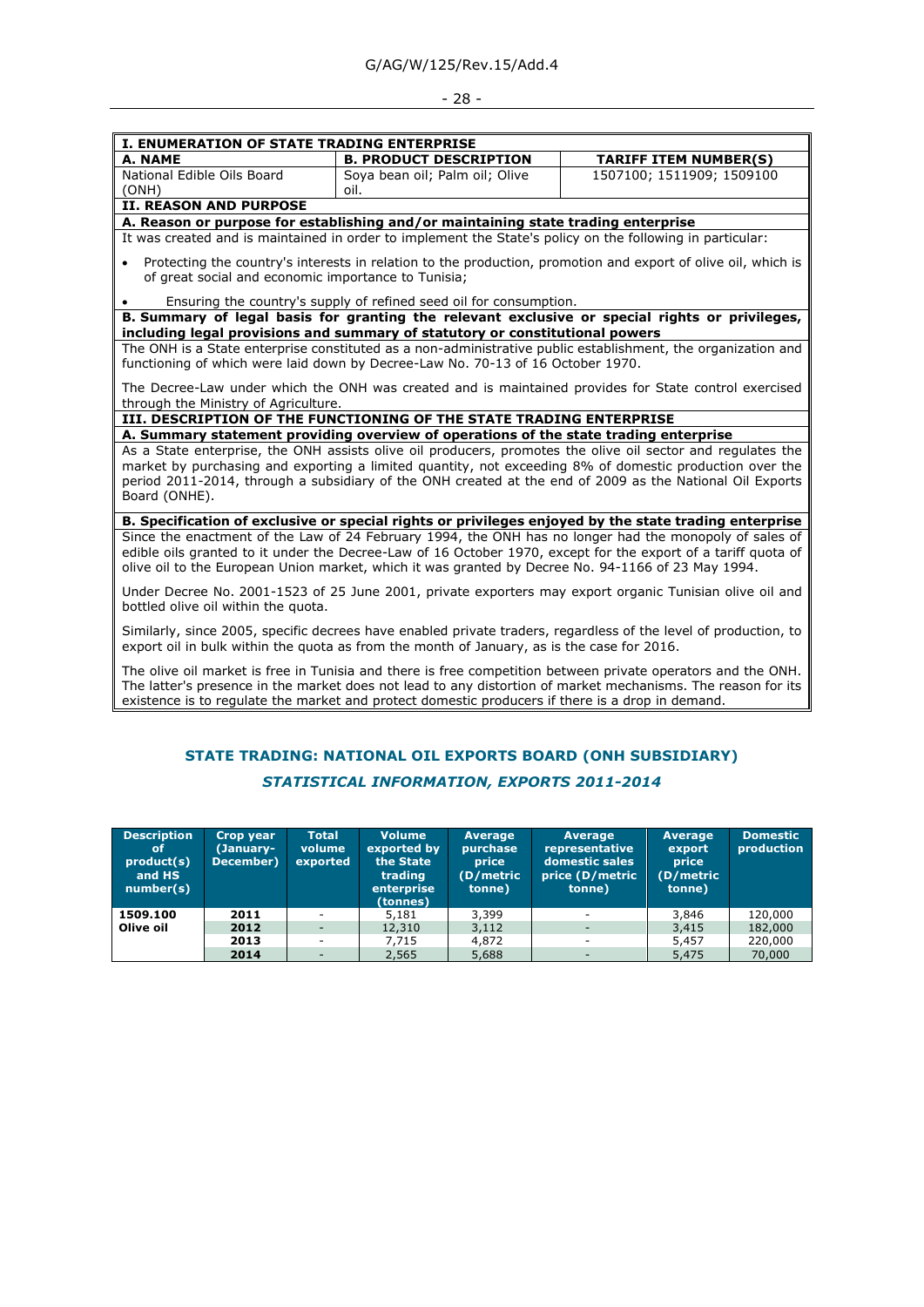| I. ENUMERATION OF STATE TRADING ENTERPRISE | | |
|---|---|---|
| **A. NAME** | **B. PRODUCT DESCRIPTION** | **TARIFF ITEM NUMBER(S)** |
| National Edible Oils Board (ONH) | Soya bean oil; Palm oil; Olive oil. | 1507100; 1511909; 1509100 |

**II. REASON AND PURPOSE**

**A. Reason or purpose for establishing and/or maintaining state trading enterprise**

It was created and is maintained in order to implement the State's policy on the following in particular:

- Protecting the country's interests in relation to the production, promotion and export of olive oil, which is of great social and economic importance to Tunisia;
- Ensuring the country's supply of refined seed oil for consumption.

**B. Summary of legal basis for granting the relevant exclusive or special rights or privileges, including legal provisions and summary of statutory or constitutional powers**

The ONH is a State enterprise constituted as a non-administrative public establishment, the organization and functioning of which were laid down by Decree-Law No. 70-13 of 16 October 1970.

The Decree-Law under which the ONH was created and is maintained provides for State control exercised through the Ministry of Agriculture.

**III. DESCRIPTION OF THE FUNCTIONING OF THE STATE TRADING ENTERPRISE**

**A. Summary statement providing overview of operations of the state trading enterprise**

As a State enterprise, the ONH assists olive oil producers, promotes the olive oil sector and regulates the market by purchasing and exporting a limited quantity, not exceeding 8% of domestic production over the period 2011-2014, through a subsidiary of the ONH created at the end of 2009 as the National Oil Exports Board (ONHE).

**B. Specification of exclusive or special rights or privileges enjoyed by the state trading enterprise**

Since the enactment of the Law of 24 February 1994, the ONH has no longer had the monopoly of sales of edible oils granted to it under the Decree-Law of 16 October 1970, except for the export of a tariff quota of olive oil to the European Union market, which it was granted by Decree No. 94-1166 of 23 May 1994.

Under Decree No. 2001-1523 of 25 June 2001, private exporters may export organic Tunisian olive oil and bottled olive oil within the quota.

Similarly, since 2005, specific decrees have enabled private traders, regardless of the level of production, to export oil in bulk within the quota as from the month of January, as is the case for 2016.

The olive oil market is free in Tunisia and there is free competition between private operators and the ONH. The latter's presence in the market does not lead to any distortion of market mechanisms. The reason for its existence is to regulate the market and protect domestic producers if there is a drop in demand.

## STATE TRADING: NATIONAL OIL EXPORTS BOARD (ONH SUBSIDIARY)

### *STATISTICAL INFORMATION, EXPORTS 2011-2014*

| Description of product(s) and HS number(s) | Crop year (January-December) | Total volume exported | Volume exported by the State trading enterprise (tonnes) | Average purchase price (D/metric tonne) | Average representative domestic sales price (D/metric tonne) | Average export price (D/metric tonne) | Domestic production |
|---|---|---|---|---|---|---|---|
| **1509.100 Olive oil** | **2011** | - | 5,181 | 3,399 | - | 3,846 | 120,000 |
| | **2012** | - | 12,310 | 3,112 | - | 3,415 | 182,000 |
| | **2013** | - | 7,715 | 4,872 | - | 5,457 | 220,000 |
| | **2014** | - | 2,565 | 5,688 | - | 5,475 | 70,000 |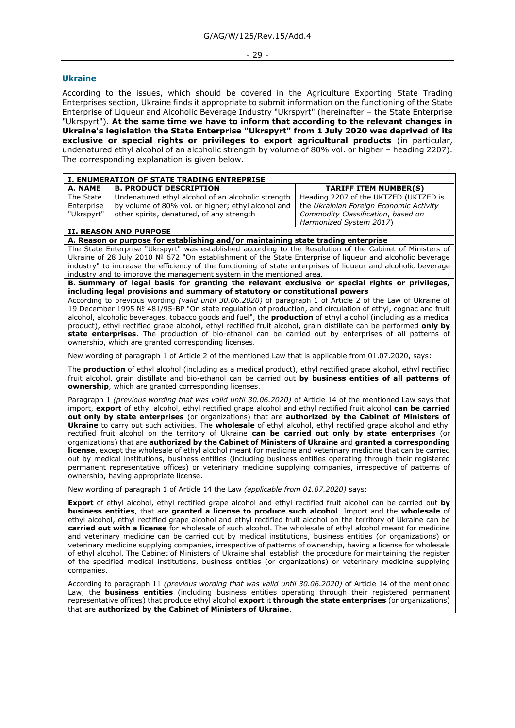## Ukraine

According to the issues, which should be covered in the Agriculture Exporting State Trading Enterprises section, Ukraine finds it appropriate to submit information on the functioning of the State Enterprise of Liqueur and Alcoholic Beverage Industry "Ukrspyrt" (hereinafter – the State Enterprise "Ukrspyrt"). **At the same time we have to inform that according to the relevant changes in Ukraine's legislation the State Enterprise "Ukrspyrt" from 1 July 2020 was deprived of its exclusive or special rights or privileges to export agricultural products** (in particular, undenatured ethyl alcohol of an alcoholic strength by volume of 80% vol. or higher – heading 2207). The corresponding explanation is given below.

| **I. ENUMERATION OF STATE TRADING ENTREPRISE** | | |
|---|---|---|
| **A. NAME** | **B. PRODUCT DESCRIPTION** | **TARIFF ITEM NUMBER(S)** |
| The State Enterprise "Ukrspyrt" | Undenatured ethyl alcohol of an alcoholic strength by volume of 80% vol. or higher; ethyl alcohol and other spirits, denatured, of any strength | Heading 2207 of the UKTZED (UKTZED is the *Ukrainian Foreign Economic Activity Commodity Classification, based on Harmonized System 2017*) |

**II. REASON AND PURPOSE**

**A. Reason or purpose for establishing and/or maintaining state trading enterprise**

The State Enterprise "Ukrspyrt" was established according to the Resolution of the Cabinet of Ministers of Ukraine of 28 July 2010 № 672 "On establishment of the State Enterprise of liqueur and alcoholic beverage industry" to increase the efficiency of the functioning of state enterprises of liqueur and alcoholic beverage industry and to improve the management system in the mentioned area.

**B. Summary of legal basis for granting the relevant exclusive or special rights or privileges, including legal provisions and summary of statutory or constitutional powers**

According to previous wording *(valid until 30.06.2020)* of paragraph 1 of Article 2 of the Law of Ukraine of 19 December 1995 № 481/95-ВР "On state regulation of production, and circulation of ethyl, cognac and fruit alcohol, alcoholic beverages, tobacco goods and fuel", the **production** of ethyl alcohol (including as a medical product), ethyl rectified grape alcohol, ethyl rectified fruit alcohol, grain distillate can be performed **only by state enterprises**. The production of bio-ethanol can be carried out by enterprises of all patterns of ownership, which are granted corresponding licenses.

New wording of paragraph 1 of Article 2 of the mentioned Law that is applicable from 01.07.2020, says:

The **production** of ethyl alcohol (including as a medical product), ethyl rectified grape alcohol, ethyl rectified fruit alcohol, grain distillate and bio-ethanol can be carried out **by business entities of all patterns of ownership**, which are granted corresponding licenses.

Paragraph 1 *(previous wording that was valid until 30.06.2020)* of Article 14 of the mentioned Law says that import, **export** of ethyl alcohol, ethyl rectified grape alcohol and ethyl rectified fruit alcohol **can be carried out only by state enterprises** (or organizations) that are **authorized by the Cabinet of Ministers of Ukraine** to carry out such activities. The **wholesale** of ethyl alcohol, ethyl rectified grape alcohol and ethyl rectified fruit alcohol on the territory of Ukraine **can be carried out only by state enterprises** (or organizations) that are **authorized by the Cabinet of Ministers of Ukraine** and **granted a corresponding license**, except the wholesale of ethyl alcohol meant for medicine and veterinary medicine that can be carried out by medical institutions, business entities (including business entities operating through their registered permanent representative offices) or veterinary medicine supplying companies, irrespective of patterns of ownership, having appropriate license.

New wording of paragraph 1 of Article 14 the Law *(applicable from 01.07.2020)* says:

**Export** of ethyl alcohol, ethyl rectified grape alcohol and ethyl rectified fruit alcohol can be carried out **by business entities**, that are **granted a license to produce such alcohol**. Import and the **wholesale** of ethyl alcohol, ethyl rectified grape alcohol and ethyl rectified fruit alcohol on the territory of Ukraine can be **carried out with a license** for wholesale of such alcohol. The wholesale of ethyl alcohol meant for medicine and veterinary medicine can be carried out by medical institutions, business entities (or organizations) or veterinary medicine supplying companies, irrespective of patterns of ownership, having a license for wholesale of ethyl alcohol. The Cabinet of Ministers of Ukraine shall establish the procedure for maintaining the register of the specified medical institutions, business entities (or organizations) or veterinary medicine supplying companies.

According to paragraph 11 *(previous wording that was valid until 30.06.2020)* of Article 14 of the mentioned Law, the **business entities** (including business entities operating through their registered permanent representative offices) that produce ethyl alcohol **export** it **through the state enterprises** (or organizations) that are **authorized by the Cabinet of Ministers of Ukraine**.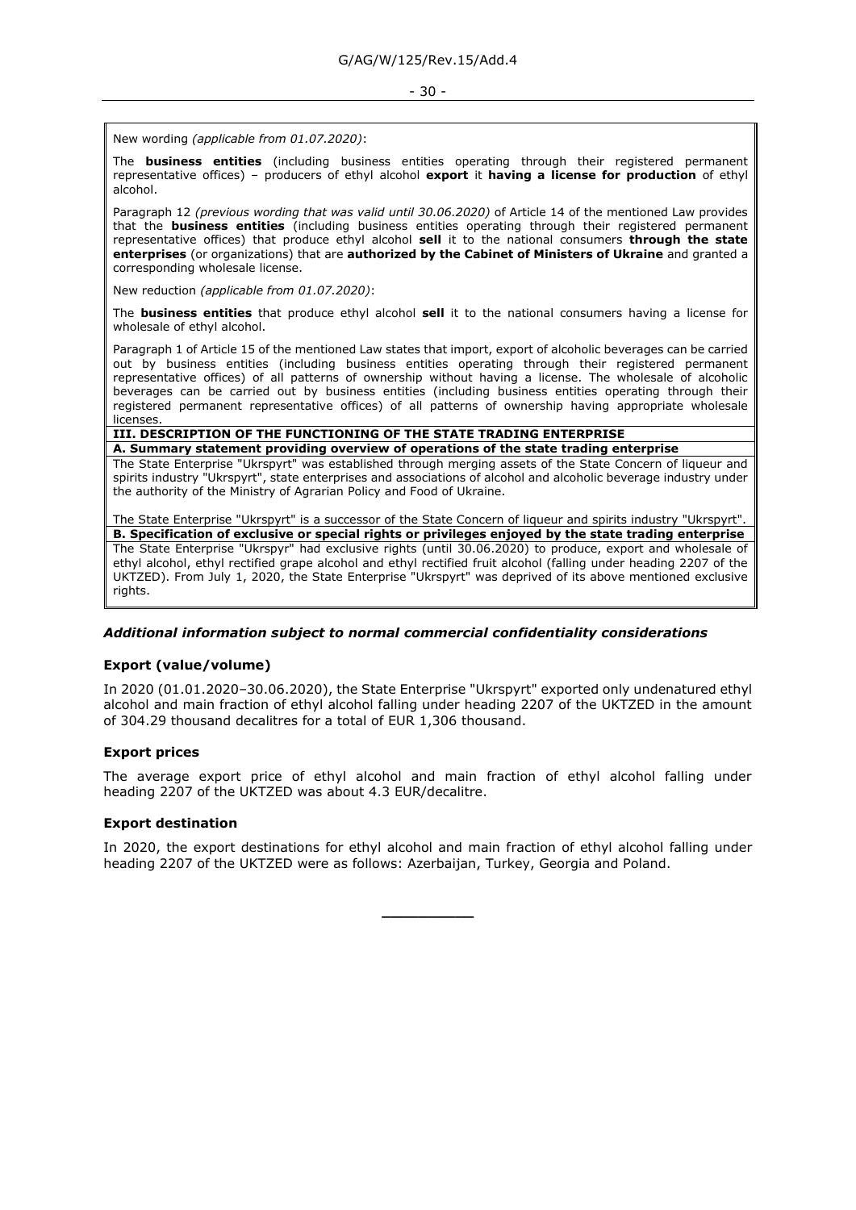New wording *(applicable from 01.07.2020)*:

The **business entities** (including business entities operating through their registered permanent representative offices) – producers of ethyl alcohol **export** it **having a license for production** of ethyl alcohol.

Paragraph 12 *(previous wording that was valid until 30.06.2020)* of Article 14 of the mentioned Law provides that the **business entities** (including business entities operating through their registered permanent representative offices) that produce ethyl alcohol **sell** it to the national consumers **through the state enterprises** (or organizations) that are **authorized by the Cabinet of Ministers of Ukraine** and granted a corresponding wholesale license.

New reduction *(applicable from 01.07.2020)*:

The **business entities** that produce ethyl alcohol **sell** it to the national consumers having a license for wholesale of ethyl alcohol.

Paragraph 1 of Article 15 of the mentioned Law states that import, export of alcoholic beverages can be carried out by business entities (including business entities operating through their registered permanent representative offices) of all patterns of ownership without having a license. The wholesale of alcoholic beverages can be carried out by business entities (including business entities operating through their registered permanent representative offices) of all patterns of ownership having appropriate wholesale licenses.

**III. DESCRIPTION OF THE FUNCTIONING OF THE STATE TRADING ENTERPRISE**

**A. Summary statement providing overview of operations of the state trading enterprise**

The State Enterprise "Ukrspyrt" was established through merging assets of the State Concern of liqueur and spirits industry "Ukrspyrt", state enterprises and associations of alcohol and alcoholic beverage industry under the authority of the Ministry of Agrarian Policy and Food of Ukraine.

The State Enterprise "Ukrspyrt" is a successor of the State Concern of liqueur and spirits industry "Ukrspyrt".

**B. Specification of exclusive or special rights or privileges enjoyed by the state trading enterprise**

The State Enterprise "Ukrspyr" had exclusive rights (until 30.06.2020) to produce, export and wholesale of ethyl alcohol, ethyl rectified grape alcohol and ethyl rectified fruit alcohol (falling under heading 2207 of the UKTZED). From July 1, 2020, the State Enterprise "Ukrspyrt" was deprived of its above mentioned exclusive rights.

### *Additional information subject to normal commercial confidentiality considerations*

**Export (value/volume)**

In 2020 (01.01.2020–30.06.2020), the State Enterprise "Ukrspyrt" exported only undenatured ethyl alcohol and main fraction of ethyl alcohol falling under heading 2207 of the UKTZED in the amount of 304.29 thousand decalitres for a total of EUR 1,306 thousand.

**Export prices**

The average export price of ethyl alcohol and main fraction of ethyl alcohol falling under heading 2207 of the UKTZED was about 4.3 EUR/decalitre.

**Export destination**

In 2020, the export destinations for ethyl alcohol and main fraction of ethyl alcohol falling under heading 2207 of the UKTZED were as follows: Azerbaijan, Turkey, Georgia and Poland.

__________